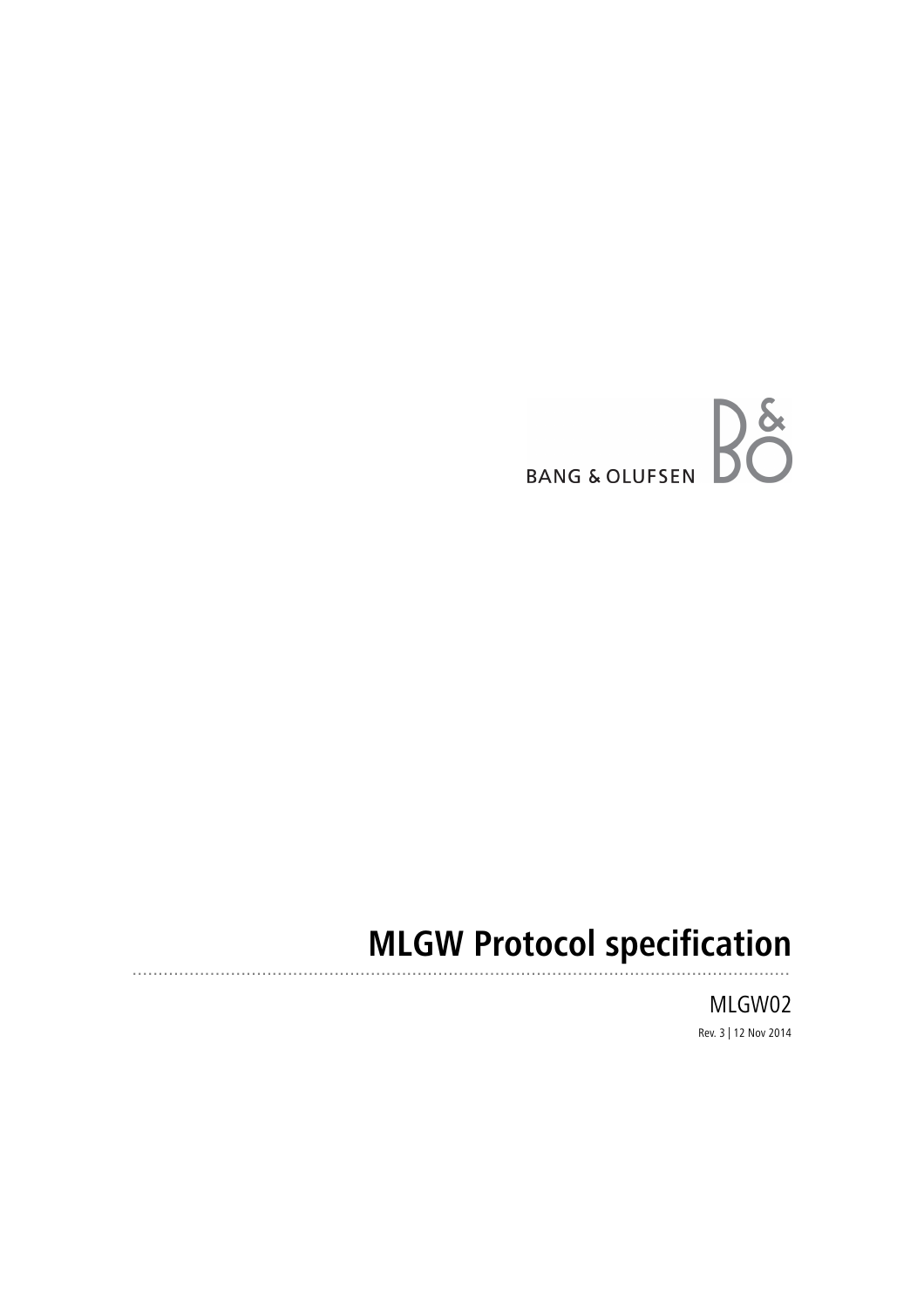BANG & OLUFSEN

# MLGW Protocol specification

MLGW02

Rev. 3 | 12 Nov 2014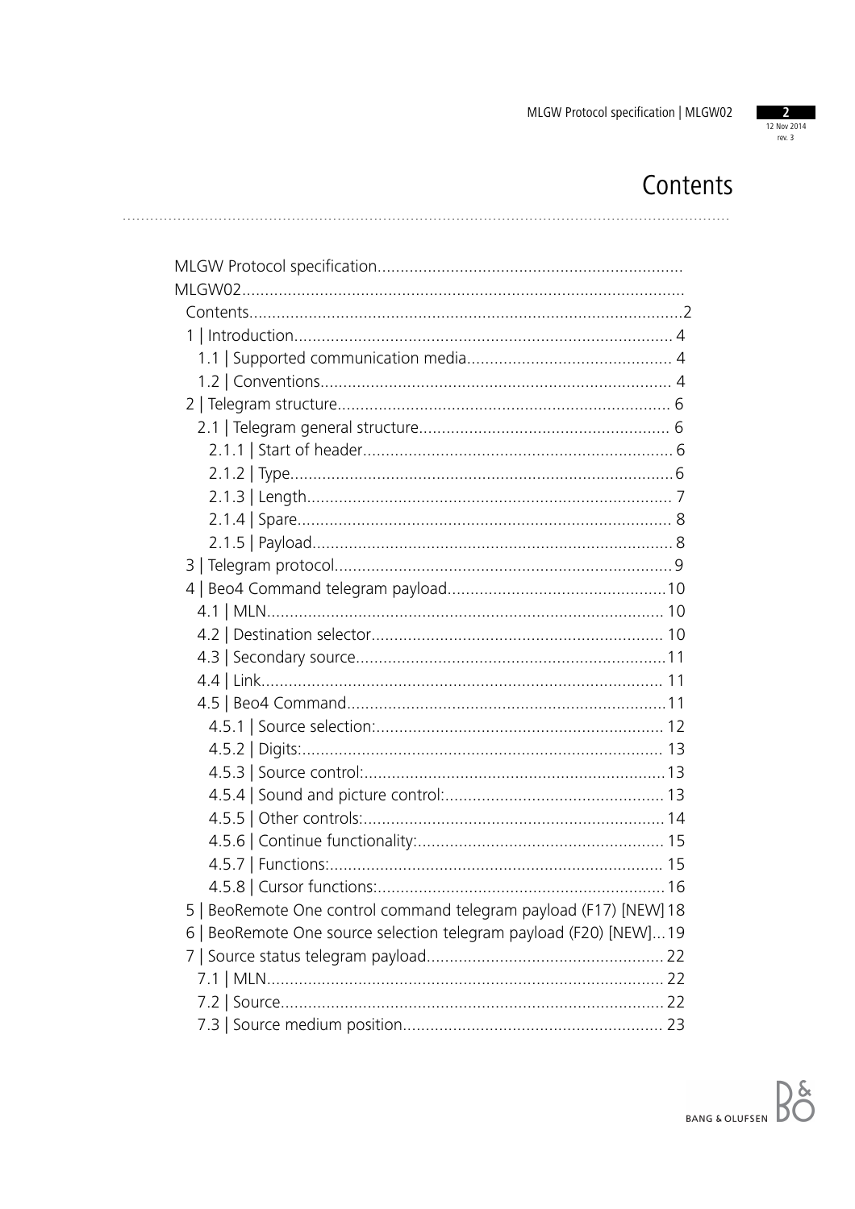# Contents

MLGW Protocol specification
MLGW02
- Contents ... 2
- 1 | Introduction ... 4
  - 1.1 | Supported communication media ... 4
  - 1.2 | Conventions ... 4
- 2 | Telegram structure ... 6
  - 2.1 | Telegram general structure ... 6
    - 2.1.1 | Start of header ... 6
    - 2.1.2 | Type ... 6
    - 2.1.3 | Length ... 7
    - 2.1.4 | Spare ... 8
    - 2.1.5 | Payload ... 8
- 3 | Telegram protocol ... 9
- 4 | Beo4 Command telegram payload ... 10
  - 4.1 | MLN ... 10
  - 4.2 | Destination selector ... 10
  - 4.3 | Secondary source ... 11
  - 4.4 | Link ... 11
  - 4.5 | Beo4 Command ... 11
    - 4.5.1 | Source selection: ... 12
    - 4.5.2 | Digits: ... 13
    - 4.5.3 | Source control: ... 13
    - 4.5.4 | Sound and picture control: ... 13
    - 4.5.5 | Other controls: ... 14
    - 4.5.6 | Continue functionality: ... 15
    - 4.5.7 | Functions: ... 15
    - 4.5.8 | Cursor functions: ... 16
- 5 | BeoRemote One control command telegram payload (F17) [NEW] 18
- 6 | BeoRemote One source selection telegram payload (F20) [NEW] ... 19
- 7 | Source status telegram payload ... 22
  - 7.1 | MLN ... 22
  - 7.2 | Source ... 22
  - 7.3 | Source medium position ... 23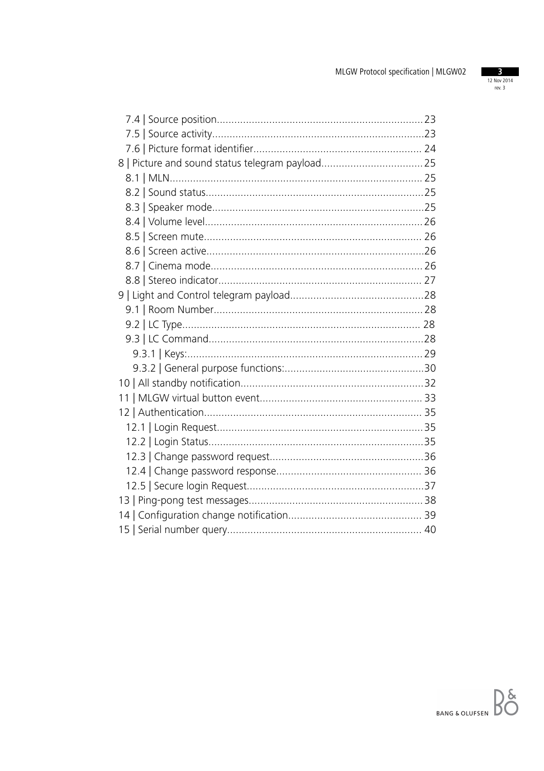7.4 | Source position.......................................................................23
7.5 | Source activity.........................................................................23
7.6 | Picture format identifier.......................................................... 24
8 | Picture and sound status telegram payload...................................25
8.1 | MLN...................................................................................... 25
8.2 | Sound status...........................................................................25
8.3 | Speaker mode.........................................................................25
8.4 | Volume level...........................................................................26
8.5 | Screen mute........................................................................... 26
8.6 | Screen active...........................................................................26
8.7 | Cinema mode......................................................................... 26
8.8 | Stereo indicator...................................................................... 27
9 | Light and Control telegram payload..............................................28
9.1 | Room Number........................................................................28
9.2 | LC Type................................................................................. 28
9.3 | LC Command..........................................................................28
9.3.1 | Keys:.................................................................................29
9.3.2 | General purpose functions:................................................30
10 | All standby notification...............................................................32
11 | MLGW virtual button event........................................................ 33
12 | Authentication........................................................................... 35
12.1 | Login Request.......................................................................35
12.2 | Login Status..........................................................................35
12.3 | Change password request.....................................................36
12.4 | Change password response.................................................. 36
12.5 | Secure login Request.............................................................37
13 | Ping-pong test messages............................................................38
14 | Configuration change notification.............................................. 39
15 | Serial number query................................................................... 40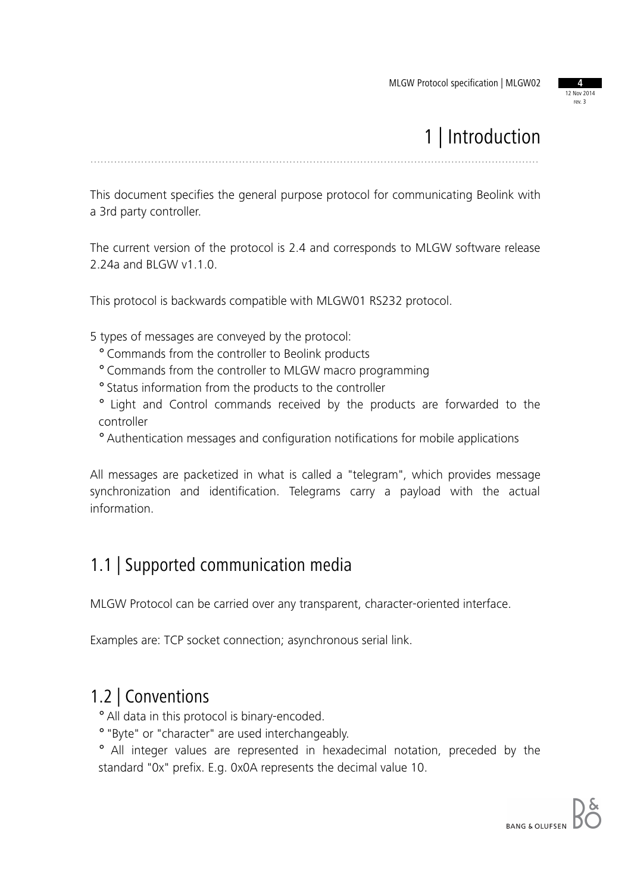# 1 | Introduction

This document specifies the general purpose protocol for communicating Beolink with a 3rd party controller.

The current version of the protocol is 2.4 and corresponds to MLGW software release 2.24a and BLGW v1.1.0.

This protocol is backwards compatible with MLGW01 RS232 protocol.

5 types of messages are conveyed by the protocol:

- Commands from the controller to Beolink products
- Commands from the controller to MLGW macro programming
- Status information from the products to the controller
- Light and Control commands received by the products are forwarded to the controller
- Authentication messages and configuration notifications for mobile applications

All messages are packetized in what is called a "telegram", which provides message synchronization and identification. Telegrams carry a payload with the actual information.

## 1.1 | Supported communication media

MLGW Protocol can be carried over any transparent, character-oriented interface.

Examples are: TCP socket connection; asynchronous serial link.

## 1.2 | Conventions

- All data in this protocol is binary-encoded.
- "Byte" or "character" are used interchangeably.
- All integer values are represented in hexadecimal notation, preceded by the standard "0x" prefix. E.g. 0x0A represents the decimal value 10.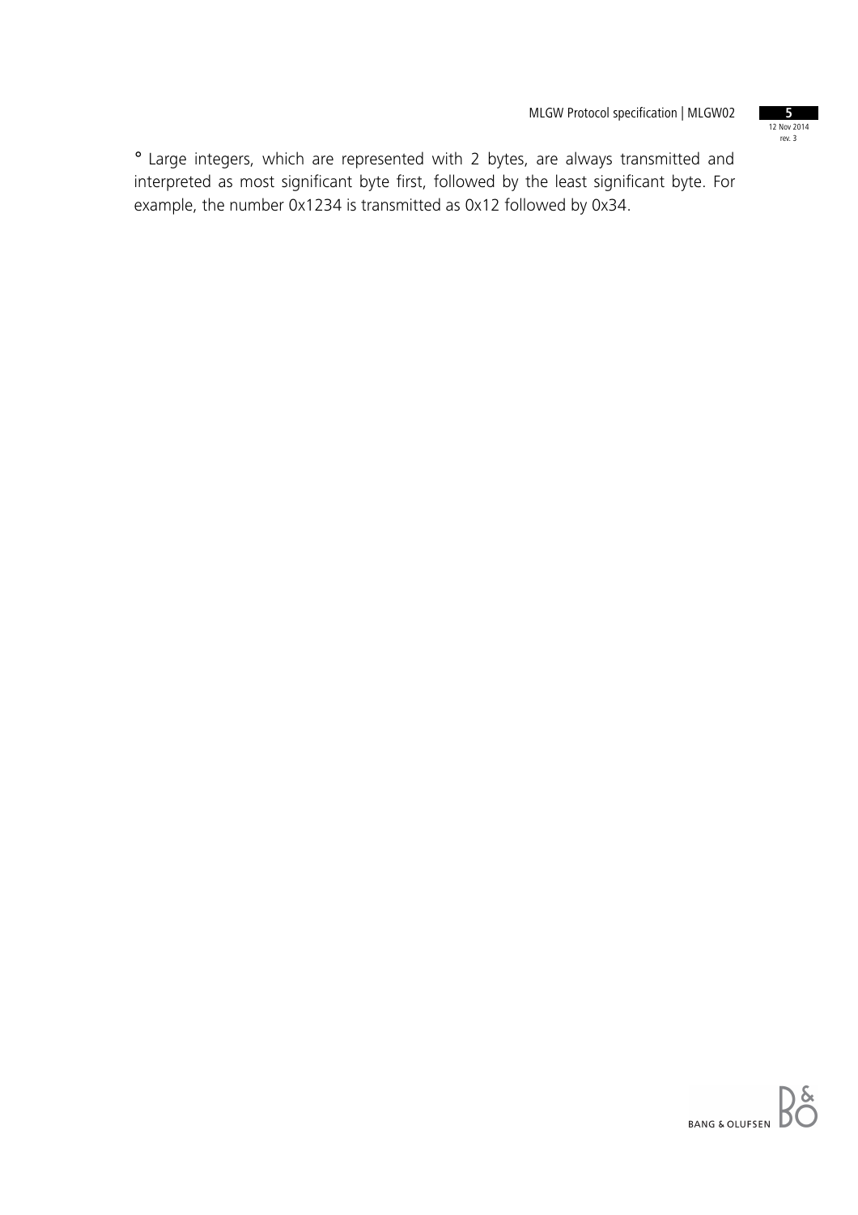° Large integers, which are represented with 2 bytes, are always transmitted and interpreted as most significant byte first, followed by the least significant byte. For example, the number 0x1234 is transmitted as 0x12 followed by 0x34.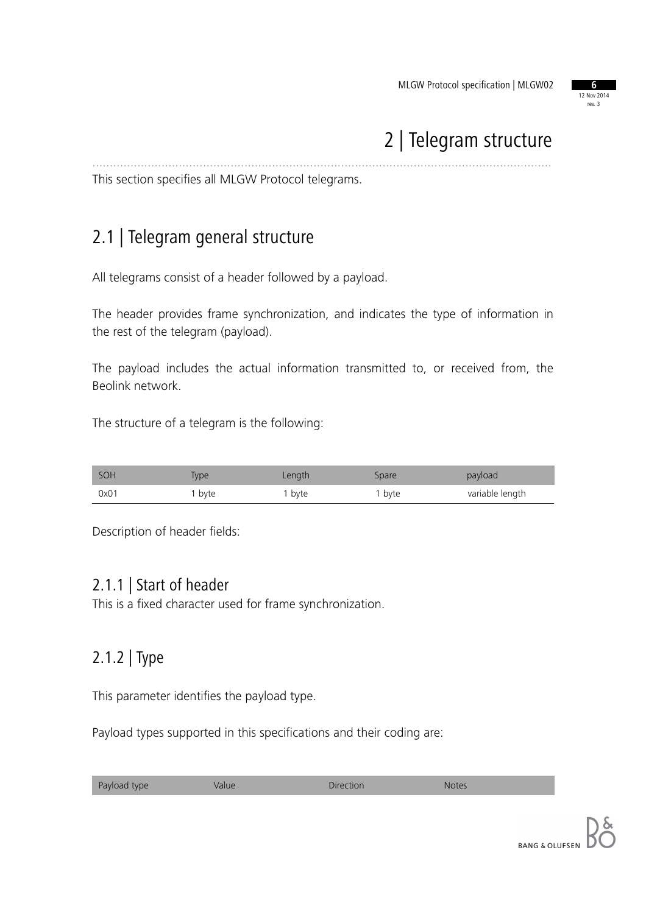# 2 | Telegram structure

This section specifies all MLGW Protocol telegrams.

## 2.1 | Telegram general structure

All telegrams consist of a header followed by a payload.

The header provides frame synchronization, and indicates the type of information in the rest of the telegram (payload).

The payload includes the actual information transmitted to, or received from, the Beolink network.

The structure of a telegram is the following:

| SOH | Type | Length | Spare | payload |
|---|---|---|---|---|
| 0x01 | 1 byte | 1 byte | 1 byte | variable length |

Description of header fields:

### 2.1.1 | Start of header

This is a fixed character used for frame synchronization.

### 2.1.2 | Type

This parameter identifies the payload type.

Payload types supported in this specifications and their coding are:

| Payload type | Value | Direction | Notes |
|---|---|---|---|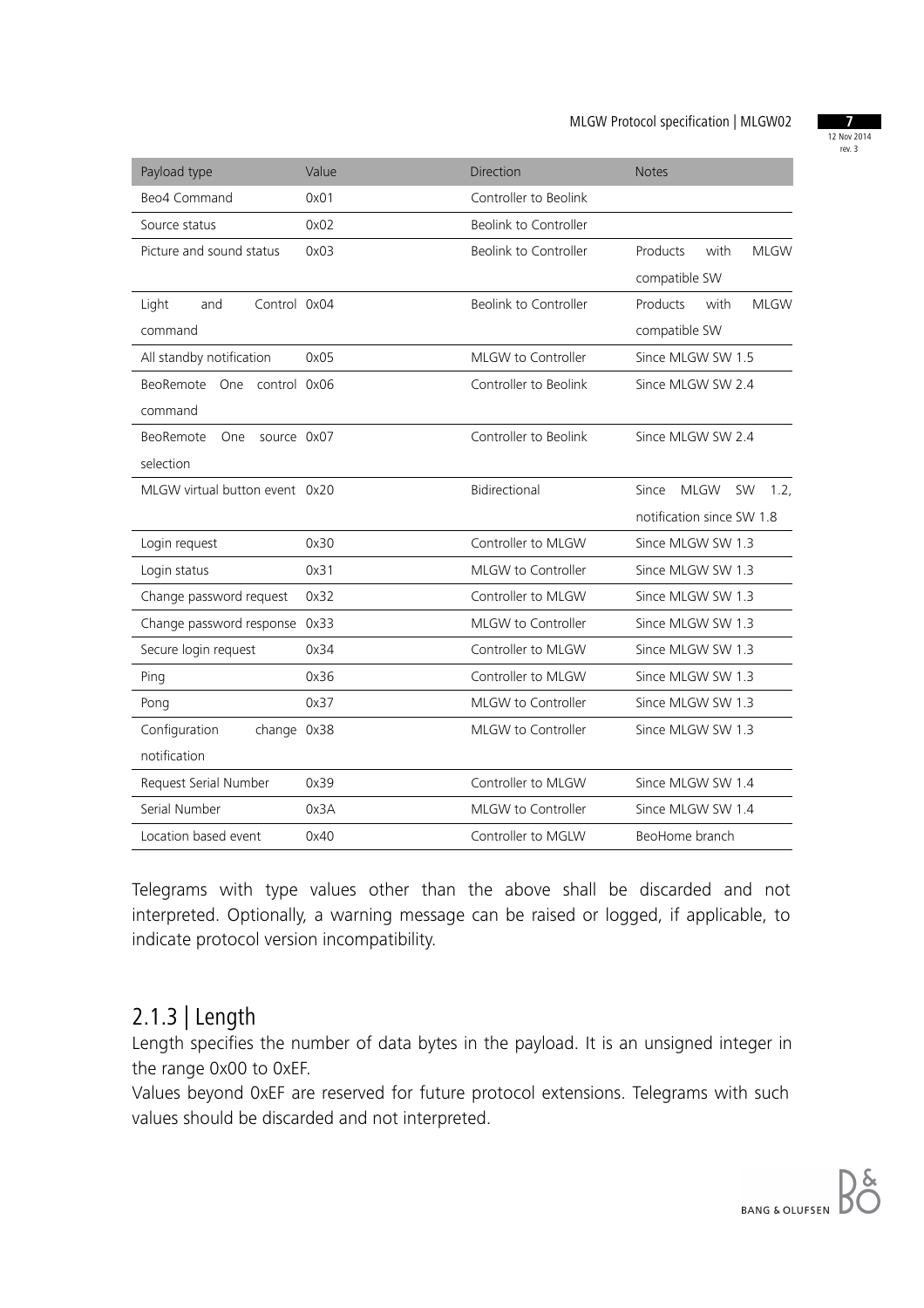| Payload type | Value | Direction | Notes |
| --- | --- | --- | --- |
| Beo4 Command | 0x01 | Controller to Beolink | |
| Source status | 0x02 | Beolink to Controller | |
| Picture and sound status | 0x03 | Beolink to Controller | Products with MLGW compatible SW |
| Light and Control command | 0x04 | Beolink to Controller | Products with MLGW compatible SW |
| All standby notification | 0x05 | MLGW to Controller | Since MLGW SW 1.5 |
| BeoRemote One control command | 0x06 | Controller to Beolink | Since MLGW SW 2.4 |
| BeoRemote One source selection | 0x07 | Controller to Beolink | Since MLGW SW 2.4 |
| MLGW virtual button event | 0x20 | Bidirectional | Since MLGW SW 1.2, notification since SW 1.8 |
| Login request | 0x30 | Controller to MLGW | Since MLGW SW 1.3 |
| Login status | 0x31 | MLGW to Controller | Since MLGW SW 1.3 |
| Change password request | 0x32 | Controller to MLGW | Since MLGW SW 1.3 |
| Change password response | 0x33 | MLGW to Controller | Since MLGW SW 1.3 |
| Secure login request | 0x34 | Controller to MLGW | Since MLGW SW 1.3 |
| Ping | 0x36 | Controller to MLGW | Since MLGW SW 1.3 |
| Pong | 0x37 | MLGW to Controller | Since MLGW SW 1.3 |
| Configuration change notification | 0x38 | MLGW to Controller | Since MLGW SW 1.3 |
| Request Serial Number | 0x39 | Controller to MLGW | Since MLGW SW 1.4 |
| Serial Number | 0x3A | MLGW to Controller | Since MLGW SW 1.4 |
| Location based event | 0x40 | Controller to MGLW | BeoHome branch |

Telegrams with type values other than the above shall be discarded and not interpreted. Optionally, a warning message can be raised or logged, if applicable, to indicate protocol version incompatibility.

## 2.1.3 | Length

Length specifies the number of data bytes in the payload. It is an unsigned integer in the range 0x00 to 0xEF.

Values beyond 0xEF are reserved for future protocol extensions. Telegrams with such values should be discarded and not interpreted.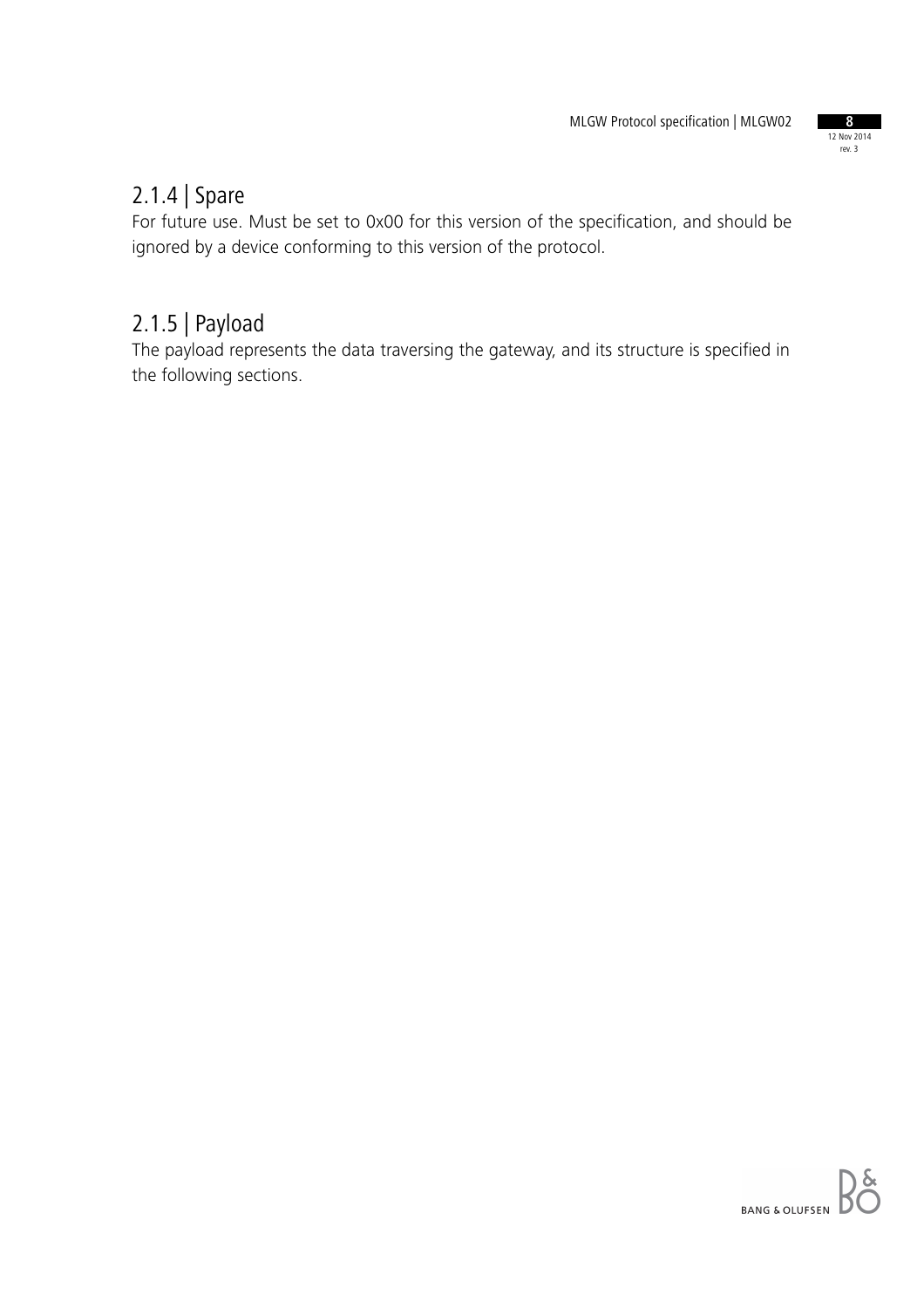### 2.1.4 | Spare

For future use. Must be set to 0x00 for this version of the specification, and should be ignored by a device conforming to this version of the protocol.

### 2.1.5 | Payload

The payload represents the data traversing the gateway, and its structure is specified in the following sections.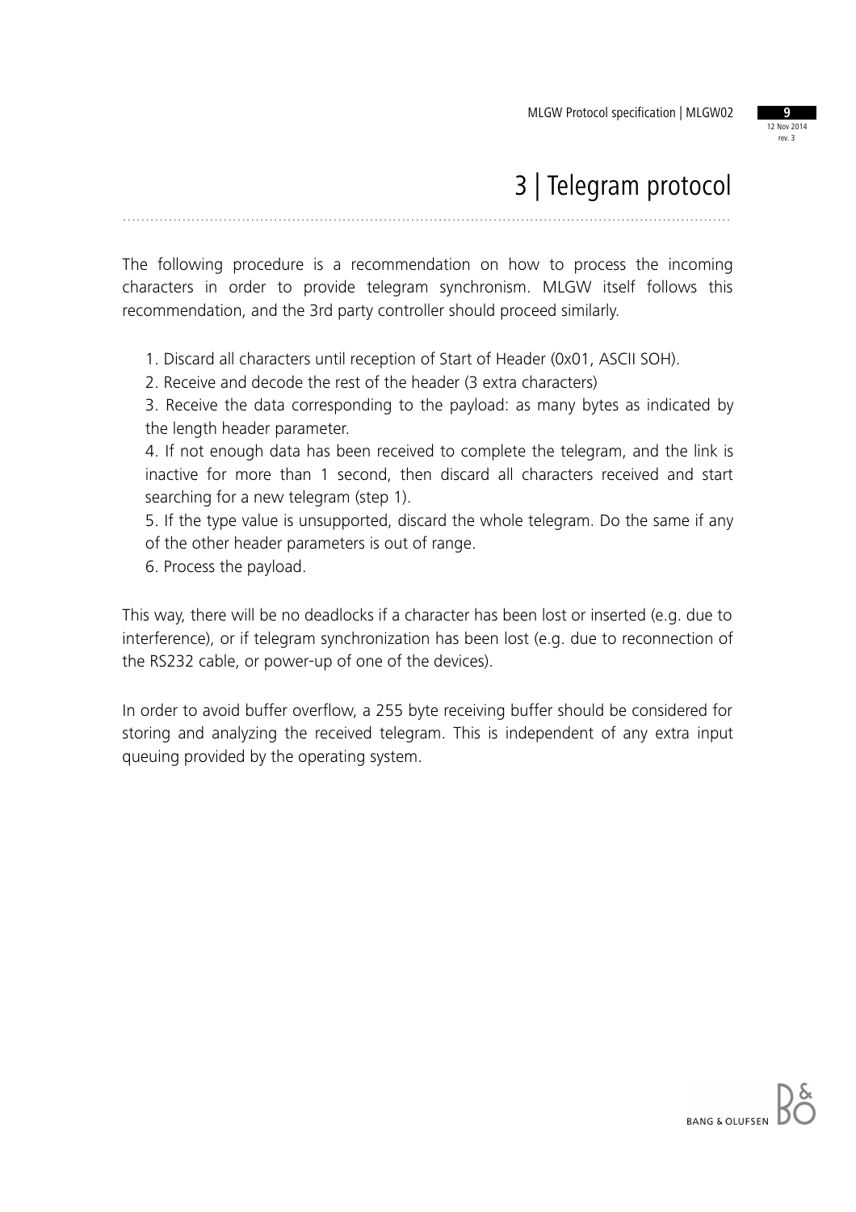# 3 | Telegram protocol

The following procedure is a recommendation on how to process the incoming characters in order to provide telegram synchronism. MLGW itself follows this recommendation, and the 3rd party controller should proceed similarly.

1. Discard all characters until reception of Start of Header (0x01, ASCII SOH).
2. Receive and decode the rest of the header (3 extra characters)
3. Receive the data corresponding to the payload: as many bytes as indicated by the length header parameter.
4. If not enough data has been received to complete the telegram, and the link is inactive for more than 1 second, then discard all characters received and start searching for a new telegram (step 1).
5. If the type value is unsupported, discard the whole telegram. Do the same if any of the other header parameters is out of range.
6. Process the payload.

This way, there will be no deadlocks if a character has been lost or inserted (e.g. due to interference), or if telegram synchronization has been lost (e.g. due to reconnection of the RS232 cable, or power-up of one of the devices).

In order to avoid buffer overflow, a 255 byte receiving buffer should be considered for storing and analyzing the received telegram. This is independent of any extra input queuing provided by the operating system.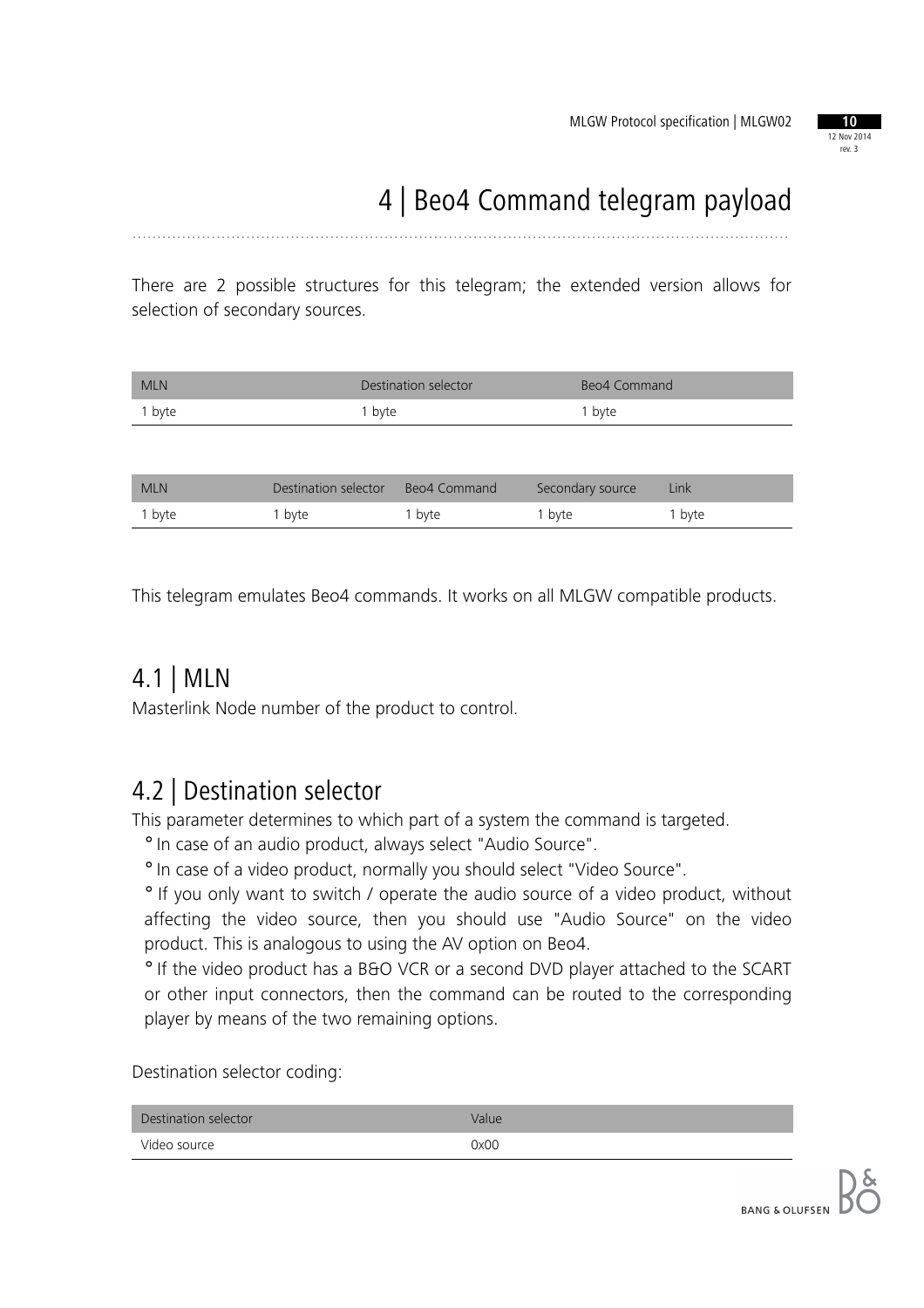# 4 | Beo4 Command telegram payload

There are 2 possible structures for this telegram; the extended version allows for selection of secondary sources.

| MLN | Destination selector | Beo4 Command |
|---|---|---|
| 1 byte | 1 byte | 1 byte |

| MLN | Destination selector | Beo4 Command | Secondary source | Link |
|---|---|---|---|---|
| 1 byte | 1 byte | 1 byte | 1 byte | 1 byte |

This telegram emulates Beo4 commands. It works on all MLGW compatible products.

## 4.1 | MLN

Masterlink Node number of the product to control.

## 4.2 | Destination selector

This parameter determines to which part of a system the command is targeted.

° In case of an audio product, always select "Audio Source".

° In case of a video product, normally you should select "Video Source".

° If you only want to switch / operate the audio source of a video product, without affecting the video source, then you should use "Audio Source" on the video product. This is analogous to using the AV option on Beo4.

° If the video product has a B&O VCR or a second DVD player attached to the SCART or other input connectors, then the command can be routed to the corresponding player by means of the two remaining options.

Destination selector coding:

| Destination selector | Value |
|---|---|
| Video source | 0x00 |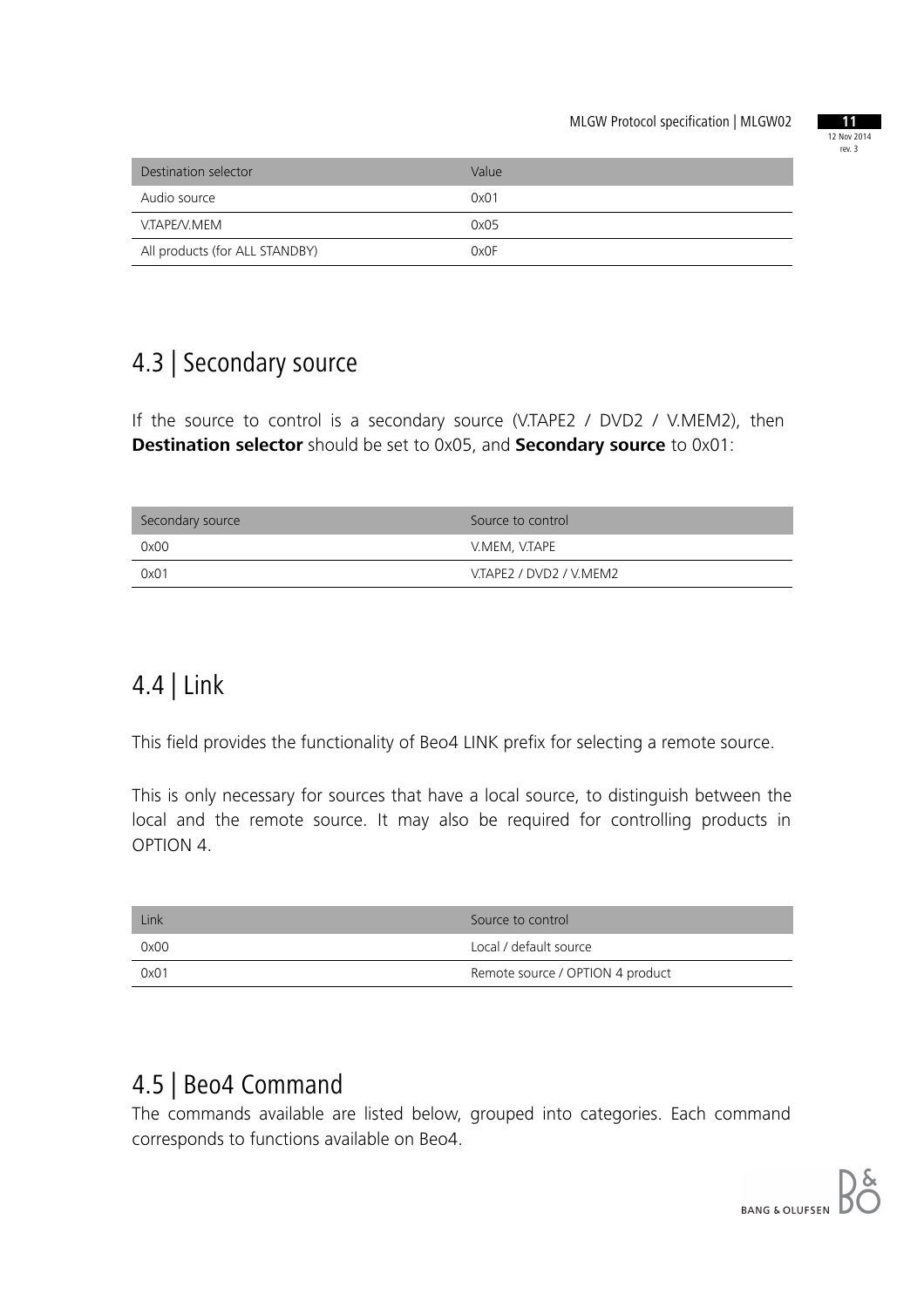| Destination selector | Value |
| --- | --- |
| Audio source | 0x01 |
| V.TAPE/V.MEM | 0x05 |
| All products (for ALL STANDBY) | 0x0F |

## 4.3 | Secondary source

If the source to control is a secondary source (V.TAPE2 / DVD2 / V.MEM2), then **Destination selector** should be set to 0x05, and **Secondary source** to 0x01:

| Secondary source | Source to control |
| --- | --- |
| 0x00 | V.MEM, V.TAPE |
| 0x01 | V.TAPE2 / DVD2 / V.MEM2 |

## 4.4 | Link

This field provides the functionality of Beo4 LINK prefix for selecting a remote source.

This is only necessary for sources that have a local source, to distinguish between the local and the remote source. It may also be required for controlling products in OPTION 4.

| Link | Source to control |
| --- | --- |
| 0x00 | Local / default source |
| 0x01 | Remote source / OPTION 4 product |

## 4.5 | Beo4 Command

The commands available are listed below, grouped into categories. Each command corresponds to functions available on Beo4.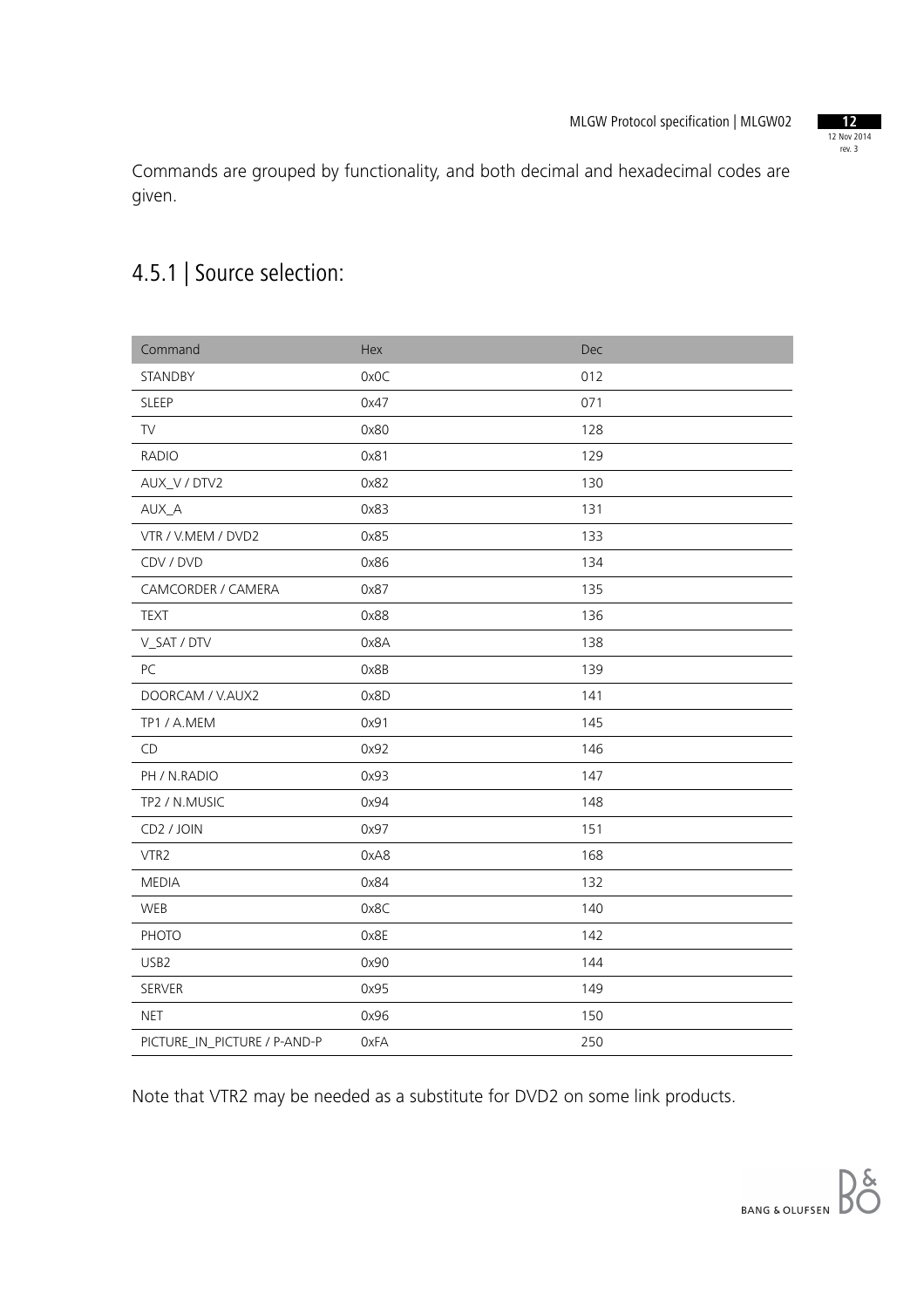Commands are grouped by functionality, and both decimal and hexadecimal codes are given.

## 4.5.1 | Source selection:

| Command | Hex | Dec |
|---|---|---|
| STANDBY | 0x0C | 012 |
| SLEEP | 0x47 | 071 |
| TV | 0x80 | 128 |
| RADIO | 0x81 | 129 |
| AUX_V / DTV2 | 0x82 | 130 |
| AUX_A | 0x83 | 131 |
| VTR / V.MEM / DVD2 | 0x85 | 133 |
| CDV / DVD | 0x86 | 134 |
| CAMCORDER / CAMERA | 0x87 | 135 |
| TEXT | 0x88 | 136 |
| V_SAT / DTV | 0x8A | 138 |
| PC | 0x8B | 139 |
| DOORCAM / V.AUX2 | 0x8D | 141 |
| TP1 / A.MEM | 0x91 | 145 |
| CD | 0x92 | 146 |
| PH / N.RADIO | 0x93 | 147 |
| TP2 / N.MUSIC | 0x94 | 148 |
| CD2 / JOIN | 0x97 | 151 |
| VTR2 | 0xA8 | 168 |
| MEDIA | 0x84 | 132 |
| WEB | 0x8C | 140 |
| PHOTO | 0x8E | 142 |
| USB2 | 0x90 | 144 |
| SERVER | 0x95 | 149 |
| NET | 0x96 | 150 |
| PICTURE_IN_PICTURE / P-AND-P | 0xFA | 250 |

Note that VTR2 may be needed as a substitute for DVD2 on some link products.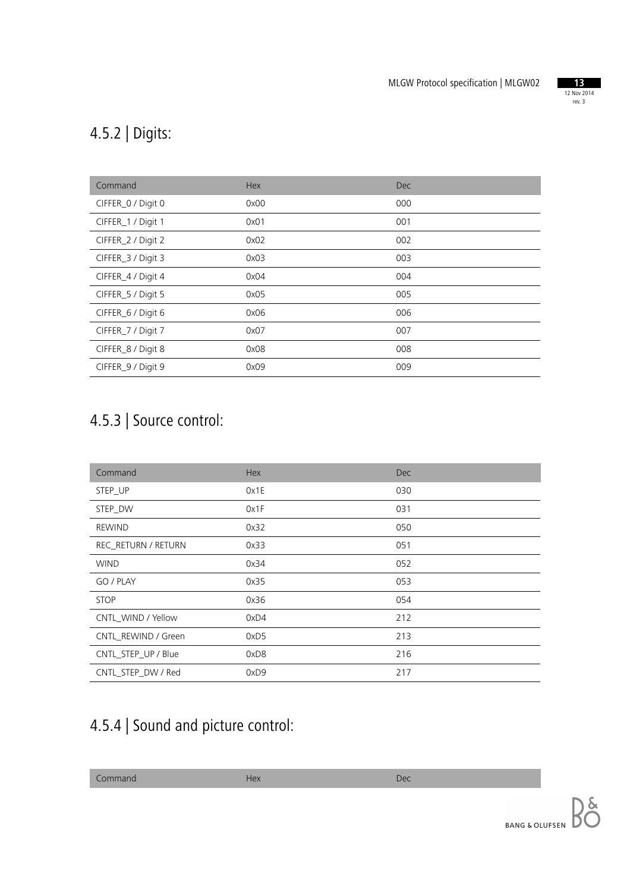## 4.5.2 | Digits:

| Command | Hex | Dec |
| --- | --- | --- |
| CIFFER_0 / Digit 0 | 0x00 | 000 |
| CIFFER_1 / Digit 1 | 0x01 | 001 |
| CIFFER_2 / Digit 2 | 0x02 | 002 |
| CIFFER_3 / Digit 3 | 0x03 | 003 |
| CIFFER_4 / Digit 4 | 0x04 | 004 |
| CIFFER_5 / Digit 5 | 0x05 | 005 |
| CIFFER_6 / Digit 6 | 0x06 | 006 |
| CIFFER_7 / Digit 7 | 0x07 | 007 |
| CIFFER_8 / Digit 8 | 0x08 | 008 |
| CIFFER_9 / Digit 9 | 0x09 | 009 |

## 4.5.3 | Source control:

| Command | Hex | Dec |
| --- | --- | --- |
| STEP_UP | 0x1E | 030 |
| STEP_DW | 0x1F | 031 |
| REWIND | 0x32 | 050 |
| REC_RETURN / RETURN | 0x33 | 051 |
| WIND | 0x34 | 052 |
| GO / PLAY | 0x35 | 053 |
| STOP | 0x36 | 054 |
| CNTL_WIND / Yellow | 0xD4 | 212 |
| CNTL_REWIND / Green | 0xD5 | 213 |
| CNTL_STEP_UP / Blue | 0xD8 | 216 |
| CNTL_STEP_DW / Red | 0xD9 | 217 |

## 4.5.4 | Sound and picture control:

| Command | Hex | Dec |
| --- | --- | --- |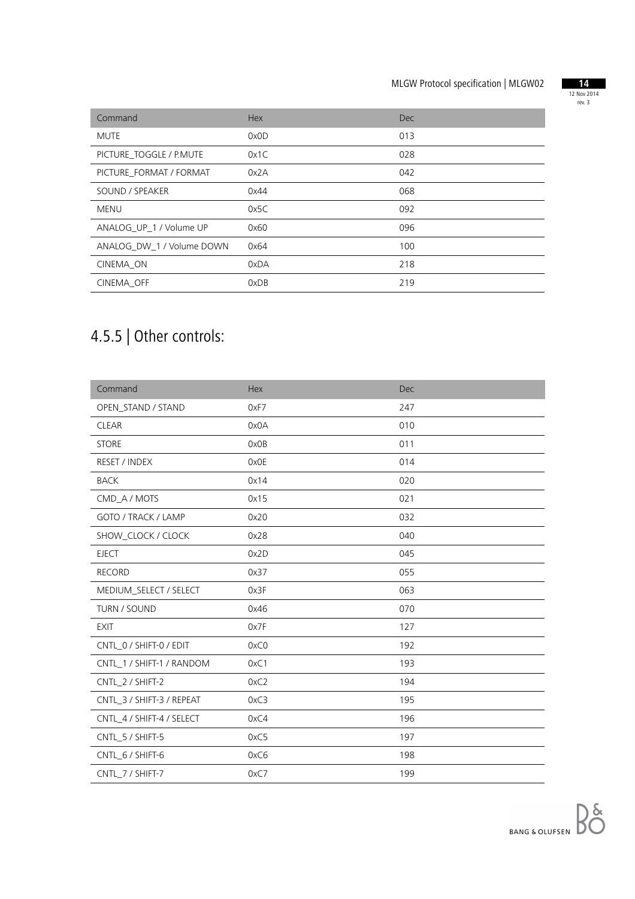| Command | Hex | Dec |
|---|---|---|
| MUTE | 0x0D | 013 |
| PICTURE_TOGGLE / P.MUTE | 0x1C | 028 |
| PICTURE_FORMAT / FORMAT | 0x2A | 042 |
| SOUND / SPEAKER | 0x44 | 068 |
| MENU | 0x5C | 092 |
| ANALOG_UP_1 / Volume UP | 0x60 | 096 |
| ANALOG_DW_1 / Volume DOWN | 0x64 | 100 |
| CINEMA_ON | 0xDA | 218 |
| CINEMA_OFF | 0xDB | 219 |

## 4.5.5 | Other controls:

| Command | Hex | Dec |
|---|---|---|
| OPEN_STAND / STAND | 0xF7 | 247 |
| CLEAR | 0x0A | 010 |
| STORE | 0x0B | 011 |
| RESET / INDEX | 0x0E | 014 |
| BACK | 0x14 | 020 |
| CMD_A / MOTS | 0x15 | 021 |
| GOTO / TRACK / LAMP | 0x20 | 032 |
| SHOW_CLOCK / CLOCK | 0x28 | 040 |
| EJECT | 0x2D | 045 |
| RECORD | 0x37 | 055 |
| MEDIUM_SELECT / SELECT | 0x3F | 063 |
| TURN / SOUND | 0x46 | 070 |
| EXIT | 0x7F | 127 |
| CNTL_0 / SHIFT-0 / EDIT | 0xC0 | 192 |
| CNTL_1 / SHIFT-1 / RANDOM | 0xC1 | 193 |
| CNTL_2 / SHIFT-2 | 0xC2 | 194 |
| CNTL_3 / SHIFT-3 / REPEAT | 0xC3 | 195 |
| CNTL_4 / SHIFT-4 / SELECT | 0xC4 | 196 |
| CNTL_5 / SHIFT-5 | 0xC5 | 197 |
| CNTL_6 / SHIFT-6 | 0xC6 | 198 |
| CNTL_7 / SHIFT-7 | 0xC7 | 199 |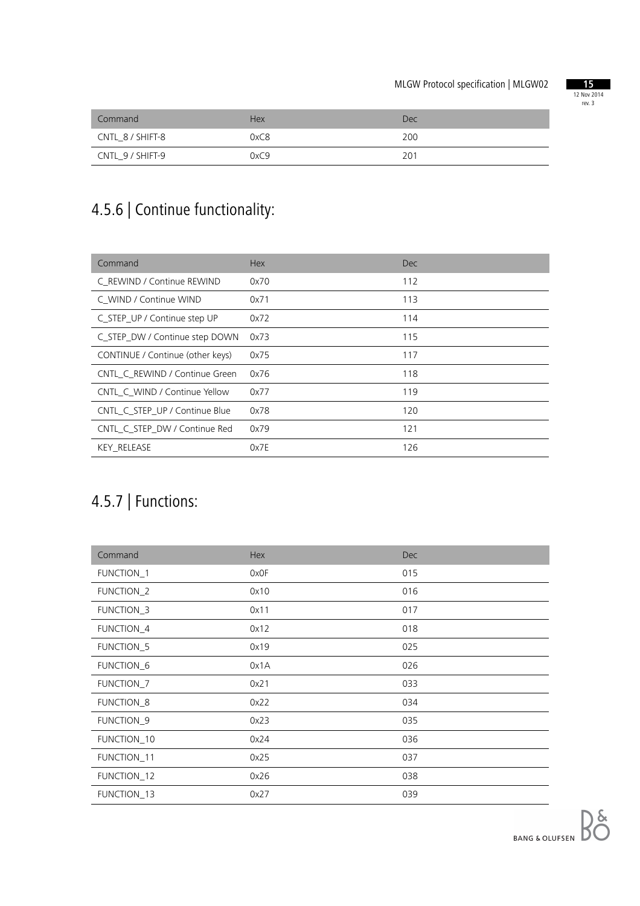| Command | Hex | Dec |
|---|---|---|
| CNTL_8 / SHIFT-8 | 0xC8 | 200 |
| CNTL_9 / SHIFT-9 | 0xC9 | 201 |

## 4.5.6 | Continue functionality:

| Command | Hex | Dec |
|---|---|---|
| C_REWIND / Continue REWIND | 0x70 | 112 |
| C_WIND / Continue WIND | 0x71 | 113 |
| C_STEP_UP / Continue step UP | 0x72 | 114 |
| C_STEP_DW / Continue step DOWN | 0x73 | 115 |
| CONTINUE / Continue (other keys) | 0x75 | 117 |
| CNTL_C_REWIND / Continue Green | 0x76 | 118 |
| CNTL_C_WIND / Continue Yellow | 0x77 | 119 |
| CNTL_C_STEP_UP / Continue Blue | 0x78 | 120 |
| CNTL_C_STEP_DW / Continue Red | 0x79 | 121 |
| KEY_RELEASE | 0x7E | 126 |

## 4.5.7 | Functions:

| Command | Hex | Dec |
|---|---|---|
| FUNCTION_1 | 0x0F | 015 |
| FUNCTION_2 | 0x10 | 016 |
| FUNCTION_3 | 0x11 | 017 |
| FUNCTION_4 | 0x12 | 018 |
| FUNCTION_5 | 0x19 | 025 |
| FUNCTION_6 | 0x1A | 026 |
| FUNCTION_7 | 0x21 | 033 |
| FUNCTION_8 | 0x22 | 034 |
| FUNCTION_9 | 0x23 | 035 |
| FUNCTION_10 | 0x24 | 036 |
| FUNCTION_11 | 0x25 | 037 |
| FUNCTION_12 | 0x26 | 038 |
| FUNCTION_13 | 0x27 | 039 |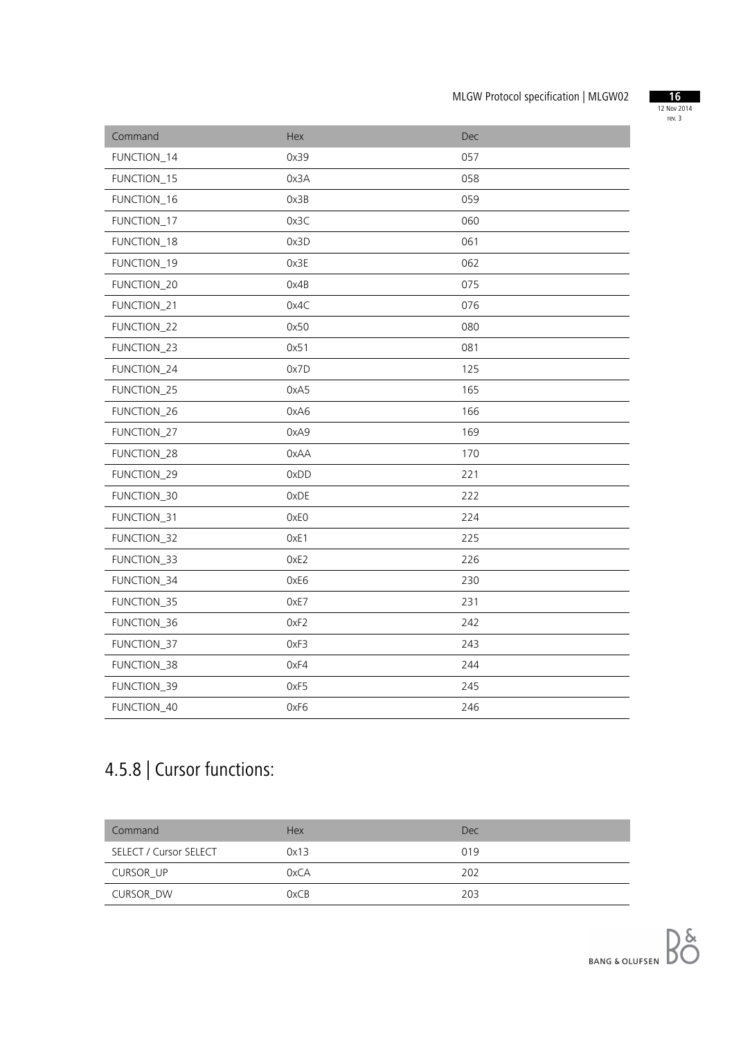| Command | Hex | Dec |
|---|---|---|
| FUNCTION_14 | 0x39 | 057 |
| FUNCTION_15 | 0x3A | 058 |
| FUNCTION_16 | 0x3B | 059 |
| FUNCTION_17 | 0x3C | 060 |
| FUNCTION_18 | 0x3D | 061 |
| FUNCTION_19 | 0x3E | 062 |
| FUNCTION_20 | 0x4B | 075 |
| FUNCTION_21 | 0x4C | 076 |
| FUNCTION_22 | 0x50 | 080 |
| FUNCTION_23 | 0x51 | 081 |
| FUNCTION_24 | 0x7D | 125 |
| FUNCTION_25 | 0xA5 | 165 |
| FUNCTION_26 | 0xA6 | 166 |
| FUNCTION_27 | 0xA9 | 169 |
| FUNCTION_28 | 0xAA | 170 |
| FUNCTION_29 | 0xDD | 221 |
| FUNCTION_30 | 0xDE | 222 |
| FUNCTION_31 | 0xE0 | 224 |
| FUNCTION_32 | 0xE1 | 225 |
| FUNCTION_33 | 0xE2 | 226 |
| FUNCTION_34 | 0xE6 | 230 |
| FUNCTION_35 | 0xE7 | 231 |
| FUNCTION_36 | 0xF2 | 242 |
| FUNCTION_37 | 0xF3 | 243 |
| FUNCTION_38 | 0xF4 | 244 |
| FUNCTION_39 | 0xF5 | 245 |
| FUNCTION_40 | 0xF6 | 246 |

## 4.5.8 | Cursor functions:

| Command | Hex | Dec |
|---|---|---|
| SELECT / Cursor SELECT | 0x13 | 019 |
| CURSOR_UP | 0xCA | 202 |
| CURSOR_DW | 0xCB | 203 |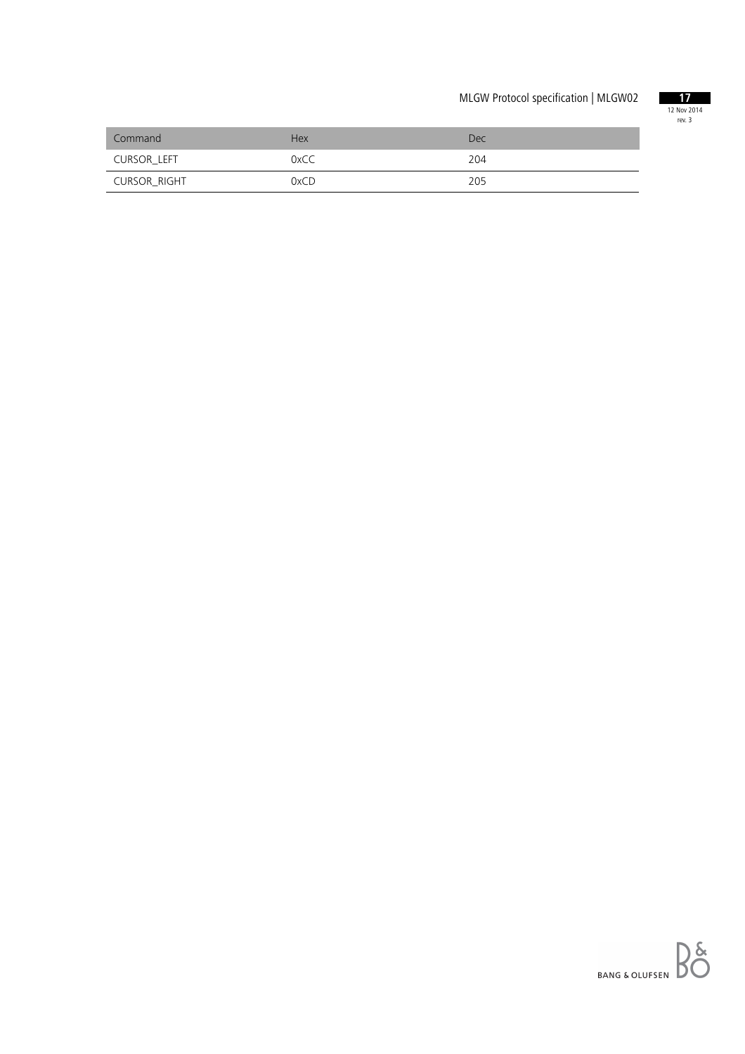| Command | Hex | Dec |
| --- | --- | --- |
| CURSOR_LEFT | 0xCC | 204 |
| CURSOR_RIGHT | 0xCD | 205 |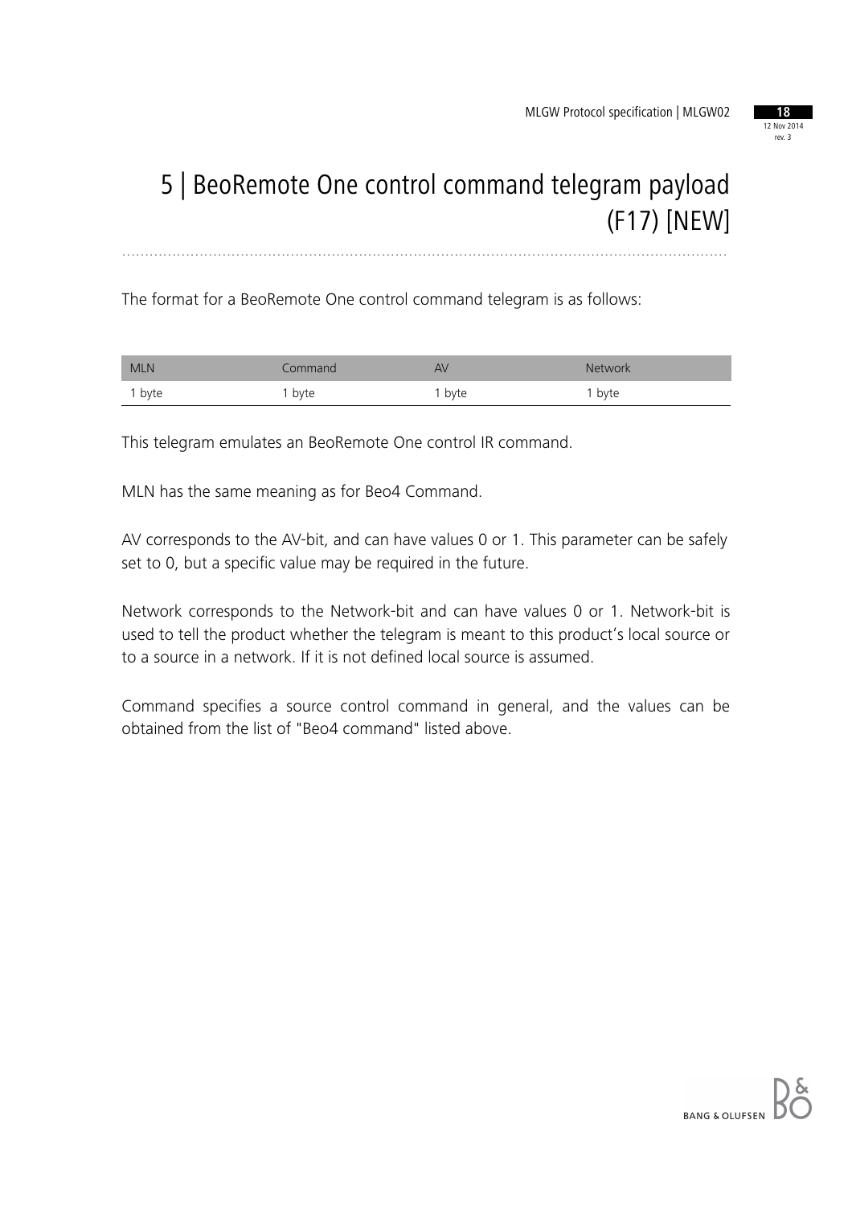# 5 | BeoRemote One control command telegram payload (F17) [NEW]

The format for a BeoRemote One control command telegram is as follows:

| MLN | Command | AV | Network |
|---|---|---|---|
| 1 byte | 1 byte | 1 byte | 1 byte |

This telegram emulates an BeoRemote One control IR command.

MLN has the same meaning as for Beo4 Command.

AV corresponds to the AV-bit, and can have values 0 or 1. This parameter can be safely set to 0, but a specific value may be required in the future.

Network corresponds to the Network-bit and can have values 0 or 1. Network-bit is used to tell the product whether the telegram is meant to this product's local source or to a source in a network. If it is not defined local source is assumed.

Command specifies a source control command in general, and the values can be obtained from the list of "Beo4 command" listed above.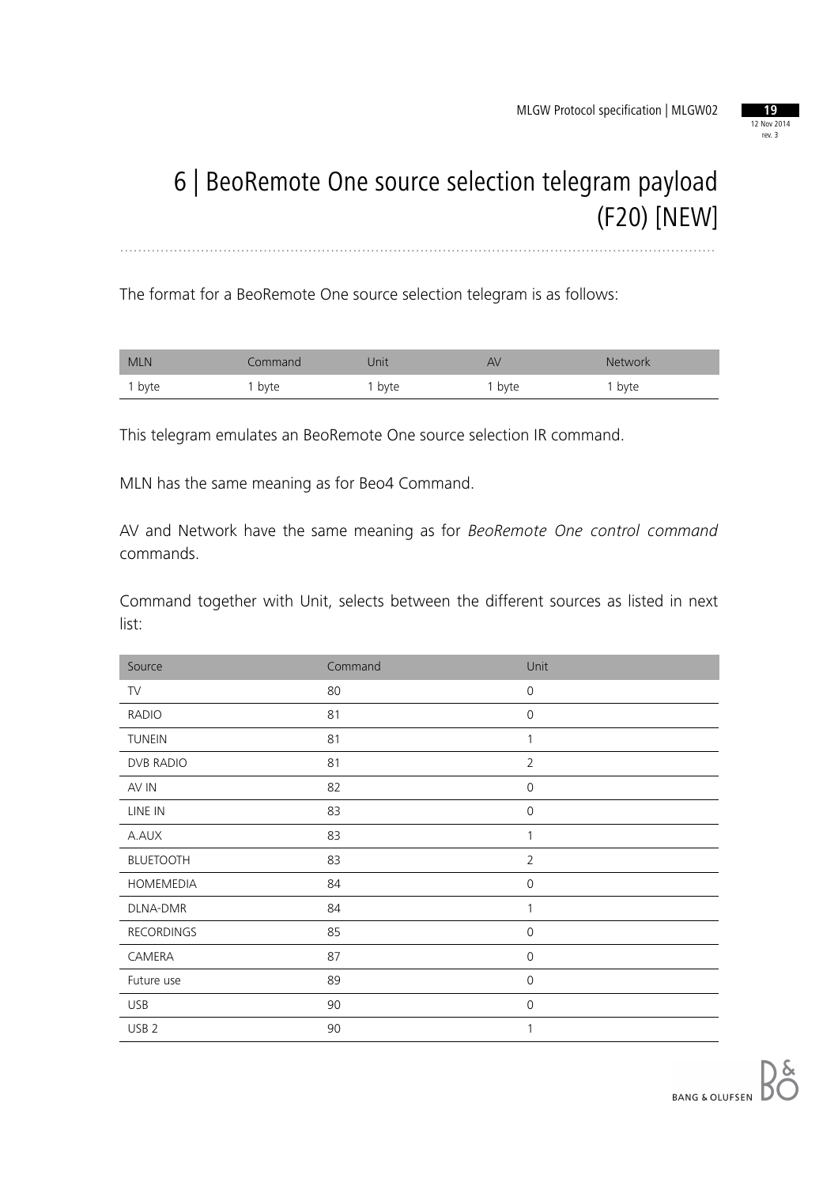# 6 | BeoRemote One source selection telegram payload (F20) [NEW]

The format for a BeoRemote One source selection telegram is as follows:

| MLN | Command | Unit | AV | Network |
|---|---|---|---|---|
| 1 byte | 1 byte | 1 byte | 1 byte | 1 byte |

This telegram emulates an BeoRemote One source selection IR command.

MLN has the same meaning as for Beo4 Command.

AV and Network have the same meaning as for *BeoRemote One control command* commands.

Command together with Unit, selects between the different sources as listed in next list:

| Source | Command | Unit |
|---|---|---|
| TV | 80 | 0 |
| RADIO | 81 | 0 |
| TUNEIN | 81 | 1 |
| DVB RADIO | 81 | 2 |
| AV IN | 82 | 0 |
| LINE IN | 83 | 0 |
| A.AUX | 83 | 1 |
| BLUETOOTH | 83 | 2 |
| HOMEMEDIA | 84 | 0 |
| DLNA-DMR | 84 | 1 |
| RECORDINGS | 85 | 0 |
| CAMERA | 87 | 0 |
| Future use | 89 | 0 |
| USB | 90 | 0 |
| USB 2 | 90 | 1 |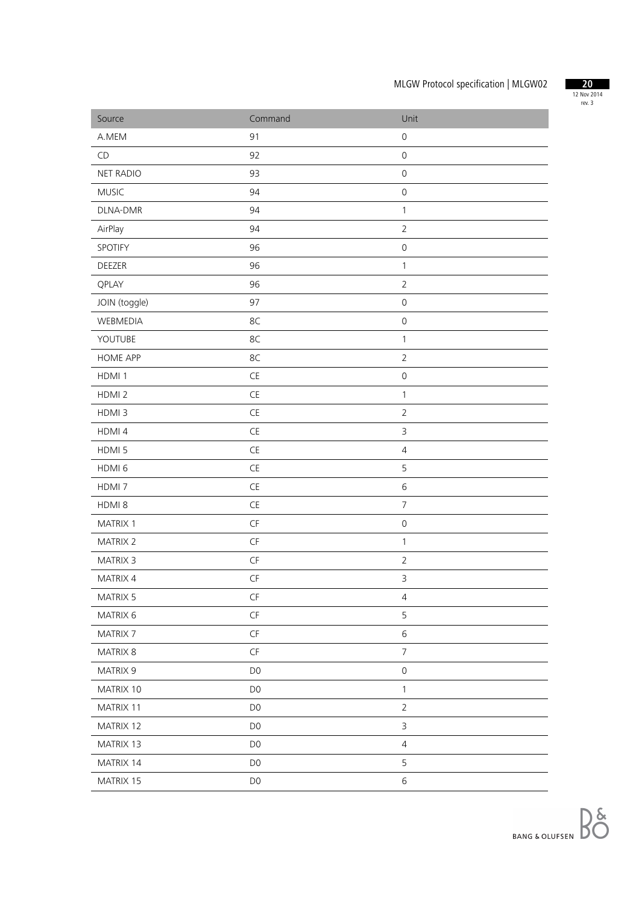| Source | Command | Unit |
|---|---|---|
| A.MEM | 91 | 0 |
| CD | 92 | 0 |
| NET RADIO | 93 | 0 |
| MUSIC | 94 | 0 |
| DLNA-DMR | 94 | 1 |
| AirPlay | 94 | 2 |
| SPOTIFY | 96 | 0 |
| DEEZER | 96 | 1 |
| QPLAY | 96 | 2 |
| JOIN (toggle) | 97 | 0 |
| WEBMEDIA | 8C | 0 |
| YOUTUBE | 8C | 1 |
| HOME APP | 8C | 2 |
| HDMI 1 | CE | 0 |
| HDMI 2 | CE | 1 |
| HDMI 3 | CE | 2 |
| HDMI 4 | CE | 3 |
| HDMI 5 | CE | 4 |
| HDMI 6 | CE | 5 |
| HDMI 7 | CE | 6 |
| HDMI 8 | CE | 7 |
| MATRIX 1 | CF | 0 |
| MATRIX 2 | CF | 1 |
| MATRIX 3 | CF | 2 |
| MATRIX 4 | CF | 3 |
| MATRIX 5 | CF | 4 |
| MATRIX 6 | CF | 5 |
| MATRIX 7 | CF | 6 |
| MATRIX 8 | CF | 7 |
| MATRIX 9 | D0 | 0 |
| MATRIX 10 | D0 | 1 |
| MATRIX 11 | D0 | 2 |
| MATRIX 12 | D0 | 3 |
| MATRIX 13 | D0 | 4 |
| MATRIX 14 | D0 | 5 |
| MATRIX 15 | D0 | 6 |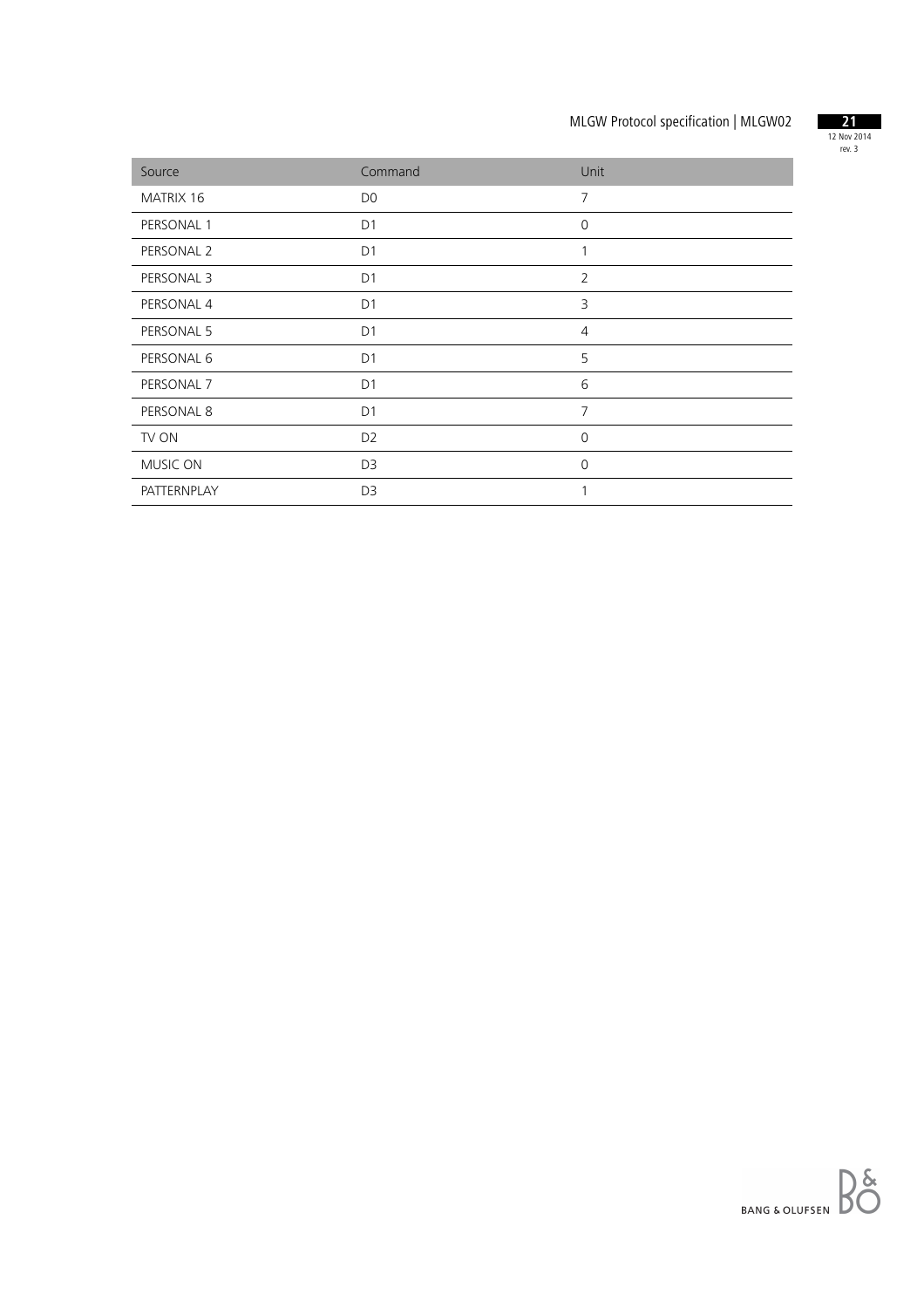| Source | Command | Unit |
| --- | --- | --- |
| MATRIX 16 | D0 | 7 |
| PERSONAL 1 | D1 | 0 |
| PERSONAL 2 | D1 | 1 |
| PERSONAL 3 | D1 | 2 |
| PERSONAL 4 | D1 | 3 |
| PERSONAL 5 | D1 | 4 |
| PERSONAL 6 | D1 | 5 |
| PERSONAL 7 | D1 | 6 |
| PERSONAL 8 | D1 | 7 |
| TV ON | D2 | 0 |
| MUSIC ON | D3 | 0 |
| PATTERNPLAY | D3 | 1 |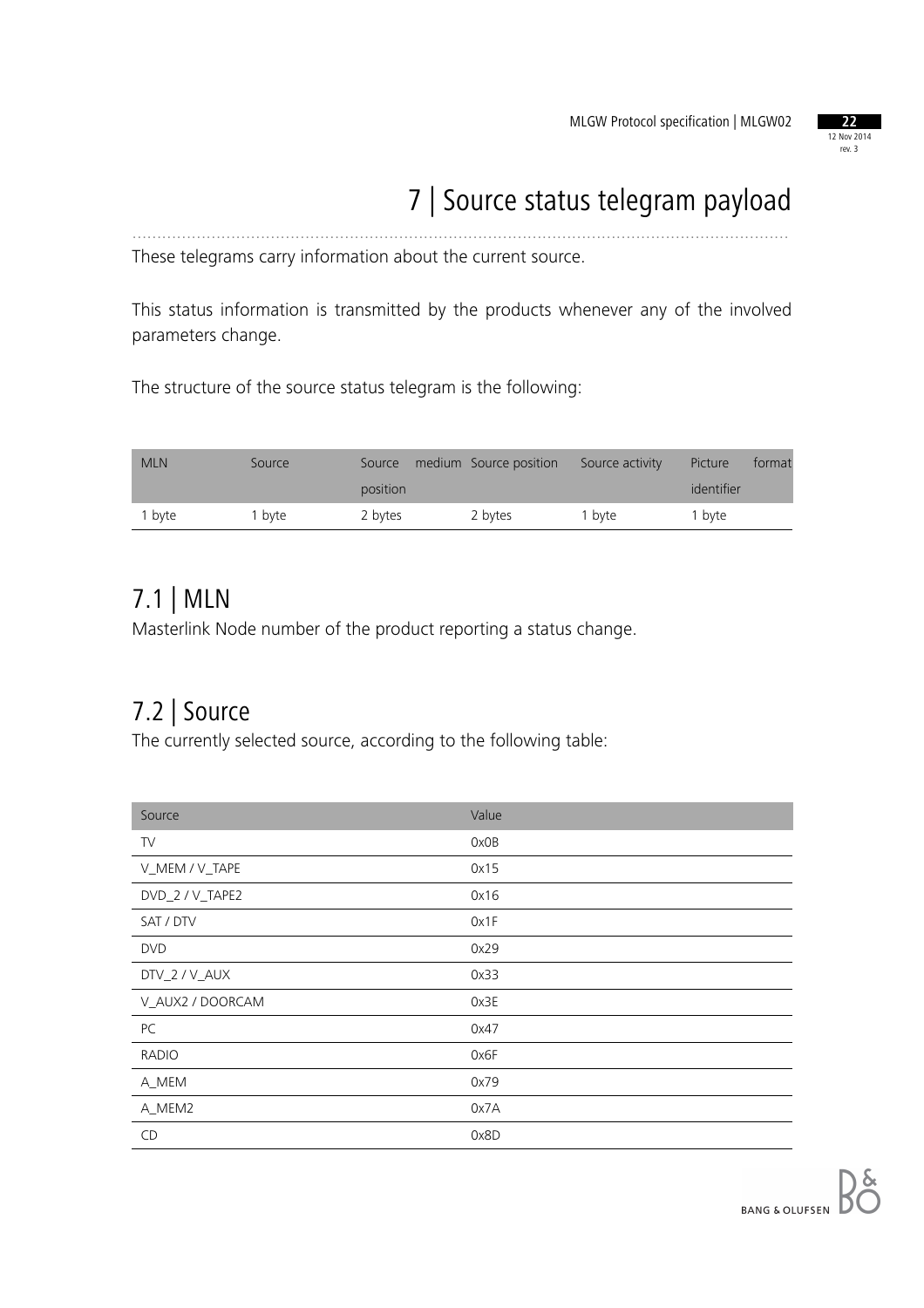# 7 | Source status telegram payload

These telegrams carry information about the current source.

This status information is transmitted by the products whenever any of the involved parameters change.

The structure of the source status telegram is the following:

| MLN | Source | Source medium position | Source position | Source activity | Picture format identifier |
|---|---|---|---|---|---|
| 1 byte | 1 byte | 2 bytes | 2 bytes | 1 byte | 1 byte |

## 7.1 | MLN

Masterlink Node number of the product reporting a status change.

## 7.2 | Source

The currently selected source, according to the following table:

| Source | Value |
|---|---|
| TV | 0x0B |
| V_MEM / V_TAPE | 0x15 |
| DVD_2 / V_TAPE2 | 0x16 |
| SAT / DTV | 0x1F |
| DVD | 0x29 |
| DTV_2 / V_AUX | 0x33 |
| V_AUX2 / DOORCAM | 0x3E |
| PC | 0x47 |
| RADIO | 0x6F |
| A_MEM | 0x79 |
| A_MEM2 | 0x7A |
| CD | 0x8D |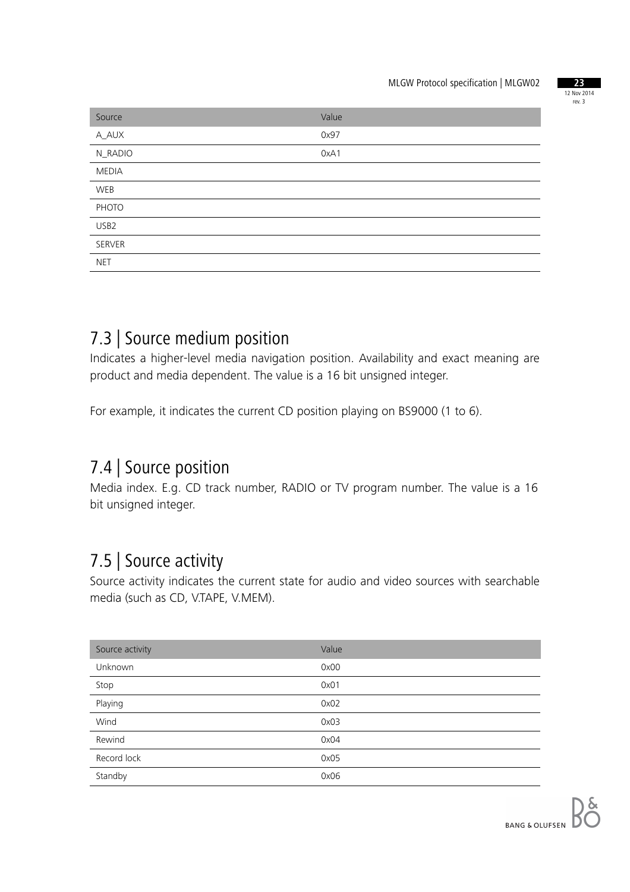| Source | Value |
| --- | --- |
| A_AUX | 0x97 |
| N_RADIO | 0xA1 |
| MEDIA | |
| WEB | |
| PHOTO | |
| USB2 | |
| SERVER | |
| NET | |

## 7.3 | Source medium position

Indicates a higher-level media navigation position. Availability and exact meaning are product and media dependent. The value is a 16 bit unsigned integer.

For example, it indicates the current CD position playing on BS9000 (1 to 6).

## 7.4 | Source position

Media index. E.g. CD track number, RADIO or TV program number. The value is a 16 bit unsigned integer.

## 7.5 | Source activity

Source activity indicates the current state for audio and video sources with searchable media (such as CD, V.TAPE, V.MEM).

| Source activity | Value |
| --- | --- |
| Unknown | 0x00 |
| Stop | 0x01 |
| Playing | 0x02 |
| Wind | 0x03 |
| Rewind | 0x04 |
| Record lock | 0x05 |
| Standby | 0x06 |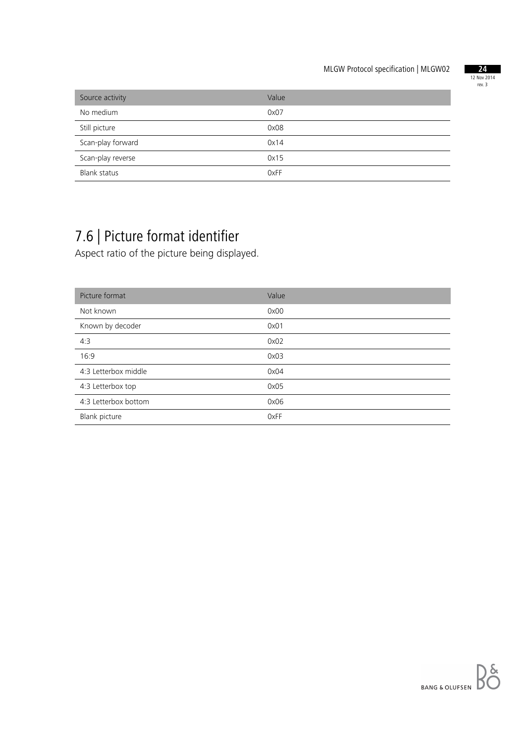| Source activity | Value |
|---|---|
| No medium | 0x07 |
| Still picture | 0x08 |
| Scan-play forward | 0x14 |
| Scan-play reverse | 0x15 |
| Blank status | 0xFF |

## 7.6 | Picture format identifier

Aspect ratio of the picture being displayed.

| Picture format | Value |
|---|---|
| Not known | 0x00 |
| Known by decoder | 0x01 |
| 4:3 | 0x02 |
| 16:9 | 0x03 |
| 4:3 Letterbox middle | 0x04 |
| 4:3 Letterbox top | 0x05 |
| 4:3 Letterbox bottom | 0x06 |
| Blank picture | 0xFF |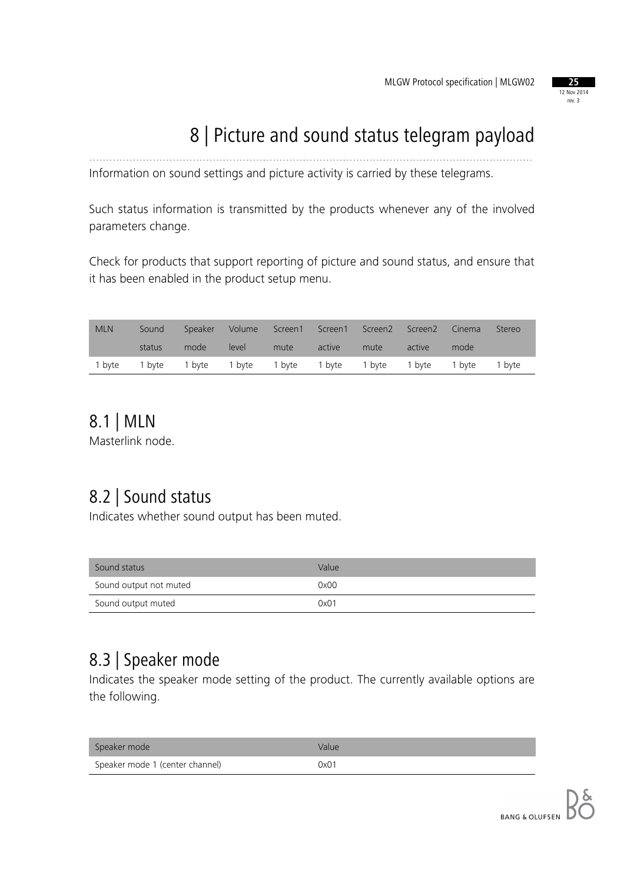# 8 | Picture and sound status telegram payload

Information on sound settings and picture activity is carried by these telegrams.

Such status information is transmitted by the products whenever any of the involved parameters change.

Check for products that support reporting of picture and sound status, and ensure that it has been enabled in the product setup menu.

| MLN | Sound status | Speaker mode | Volume level | Screen1 mute | Screen1 active | Screen2 mute | Screen2 active | Cinema mode | Stereo |
|---|---|---|---|---|---|---|---|---|---|
| 1 byte | 1 byte | 1 byte | 1 byte | 1 byte | 1 byte | 1 byte | 1 byte | 1 byte | 1 byte |

## 8.1 | MLN

Masterlink node.

## 8.2 | Sound status

Indicates whether sound output has been muted.

| Sound status | Value |
|---|---|
| Sound output not muted | 0x00 |
| Sound output muted | 0x01 |

## 8.3 | Speaker mode

Indicates the speaker mode setting of the product. The currently available options are the following.

| Speaker mode | Value |
|---|---|
| Speaker mode 1 (center channel) | 0x01 |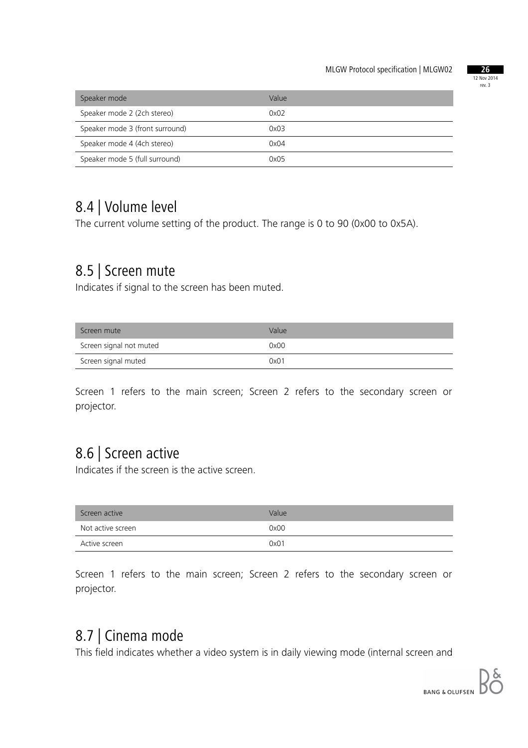| Speaker mode | Value |
|---|---|
| Speaker mode 2 (2ch stereo) | 0x02 |
| Speaker mode 3 (front surround) | 0x03 |
| Speaker mode 4 (4ch stereo) | 0x04 |
| Speaker mode 5 (full surround) | 0x05 |

## 8.4 | Volume level

The current volume setting of the product. The range is 0 to 90 (0x00 to 0x5A).

## 8.5 | Screen mute

Indicates if signal to the screen has been muted.

| Screen mute | Value |
|---|---|
| Screen signal not muted | 0x00 |
| Screen signal muted | 0x01 |

Screen 1 refers to the main screen; Screen 2 refers to the secondary screen or projector.

## 8.6 | Screen active

Indicates if the screen is the active screen.

| Screen active | Value |
|---|---|
| Not active screen | 0x00 |
| Active screen | 0x01 |

Screen 1 refers to the main screen; Screen 2 refers to the secondary screen or projector.

## 8.7 | Cinema mode

This field indicates whether a video system is in daily viewing mode (internal screen and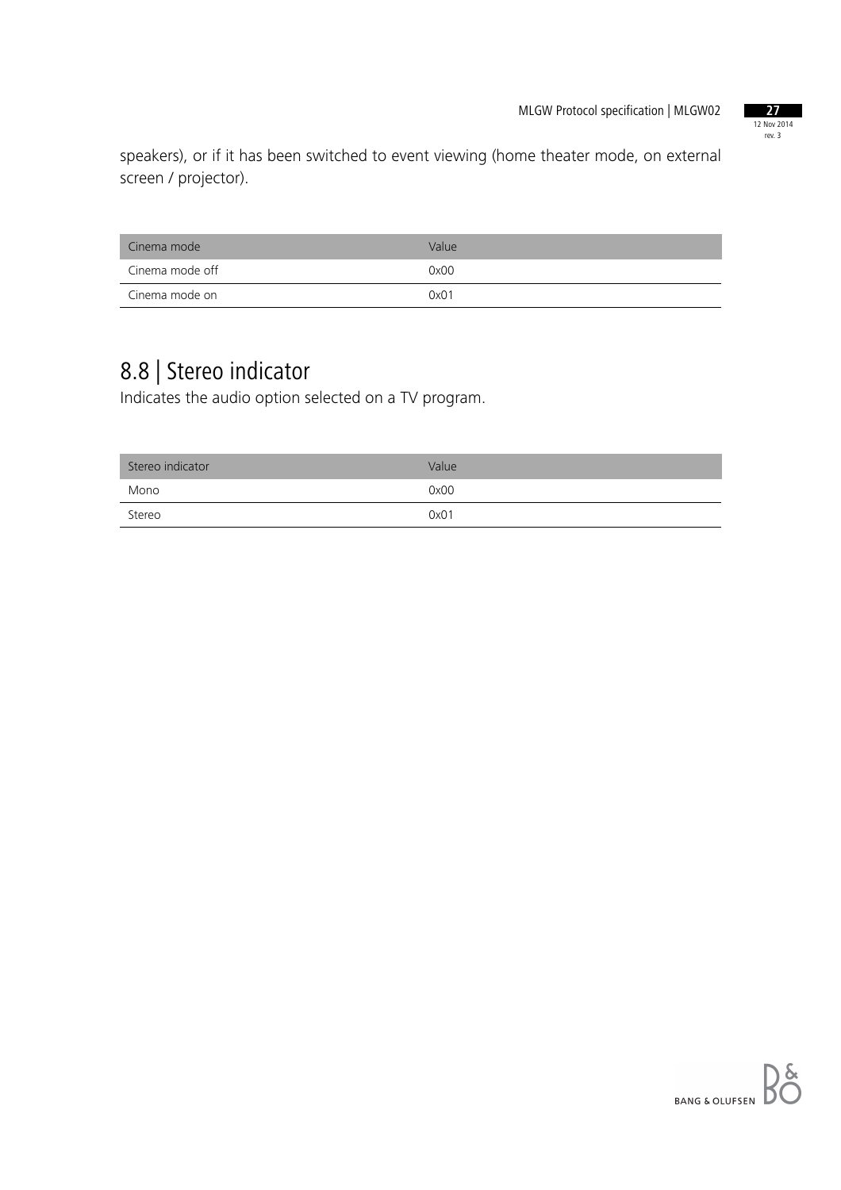speakers), or if it has been switched to event viewing (home theater mode, on external screen / projector).

| Cinema mode | Value |
| --- | --- |
| Cinema mode off | 0x00 |
| Cinema mode on | 0x01 |

## 8.8 | Stereo indicator

Indicates the audio option selected on a TV program.

| Stereo indicator | Value |
| --- | --- |
| Mono | 0x00 |
| Stereo | 0x01 |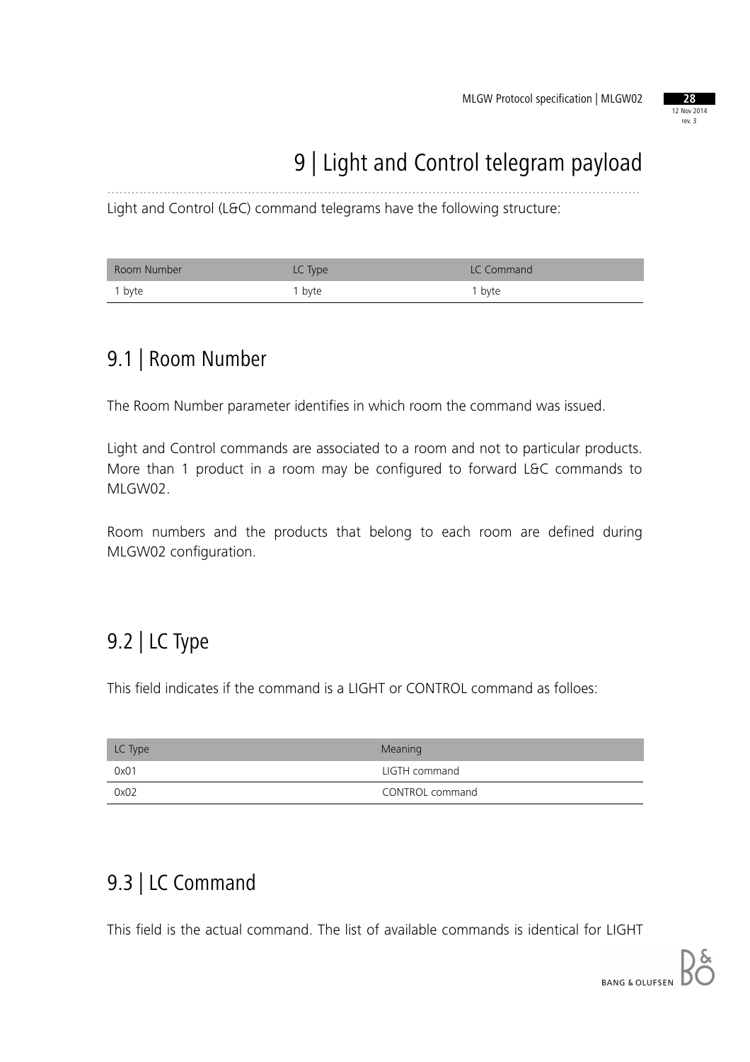# 9 | Light and Control telegram payload

Light and Control (L&C) command telegrams have the following structure:

| Room Number | LC Type | LC Command |
|---|---|---|
| 1 byte | 1 byte | 1 byte |

## 9.1 | Room Number

The Room Number parameter identifies in which room the command was issued.

Light and Control commands are associated to a room and not to particular products. More than 1 product in a room may be configured to forward L&C commands to MLGW02.

Room numbers and the products that belong to each room are defined during MLGW02 configuration.

## 9.2 | LC Type

This field indicates if the command is a LIGHT or CONTROL command as folloes:

| LC Type | Meaning |
|---|---|
| 0x01 | LIGTH command |
| 0x02 | CONTROL command |

## 9.3 | LC Command

This field is the actual command. The list of available commands is identical for LIGHT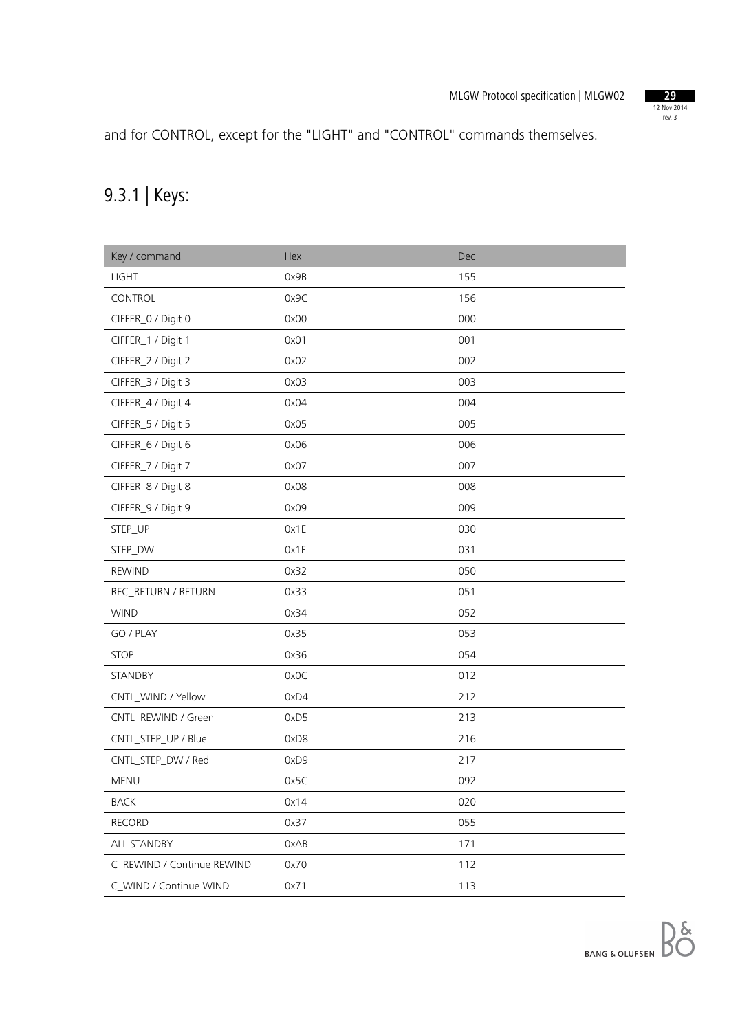and for CONTROL, except for the "LIGHT" and "CONTROL" commands themselves.

## 9.3.1 | Keys:

| Key / command | Hex | Dec |
|---|---|---|
| LIGHT | 0x9B | 155 |
| CONTROL | 0x9C | 156 |
| CIFFER_0 / Digit 0 | 0x00 | 000 |
| CIFFER_1 / Digit 1 | 0x01 | 001 |
| CIFFER_2 / Digit 2 | 0x02 | 002 |
| CIFFER_3 / Digit 3 | 0x03 | 003 |
| CIFFER_4 / Digit 4 | 0x04 | 004 |
| CIFFER_5 / Digit 5 | 0x05 | 005 |
| CIFFER_6 / Digit 6 | 0x06 | 006 |
| CIFFER_7 / Digit 7 | 0x07 | 007 |
| CIFFER_8 / Digit 8 | 0x08 | 008 |
| CIFFER_9 / Digit 9 | 0x09 | 009 |
| STEP_UP | 0x1E | 030 |
| STEP_DW | 0x1F | 031 |
| REWIND | 0x32 | 050 |
| REC_RETURN / RETURN | 0x33 | 051 |
| WIND | 0x34 | 052 |
| GO / PLAY | 0x35 | 053 |
| STOP | 0x36 | 054 |
| STANDBY | 0x0C | 012 |
| CNTL_WIND / Yellow | 0xD4 | 212 |
| CNTL_REWIND / Green | 0xD5 | 213 |
| CNTL_STEP_UP / Blue | 0xD8 | 216 |
| CNTL_STEP_DW / Red | 0xD9 | 217 |
| MENU | 0x5C | 092 |
| BACK | 0x14 | 020 |
| RECORD | 0x37 | 055 |
| ALL STANDBY | 0xAB | 171 |
| C_REWIND / Continue REWIND | 0x70 | 112 |
| C_WIND / Continue WIND | 0x71 | 113 |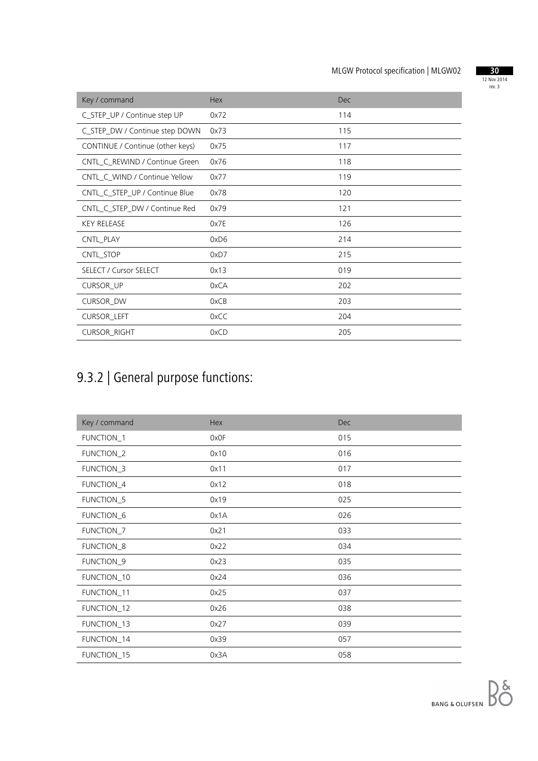| Key / command | Hex | Dec |
|---|---|---|
| C_STEP_UP / Continue step UP | 0x72 | 114 |
| C_STEP_DW / Continue step DOWN | 0x73 | 115 |
| CONTINUE / Continue (other keys) | 0x75 | 117 |
| CNTL_C_REWIND / Continue Green | 0x76 | 118 |
| CNTL_C_WIND / Continue Yellow | 0x77 | 119 |
| CNTL_C_STEP_UP / Continue Blue | 0x78 | 120 |
| CNTL_C_STEP_DW / Continue Red | 0x79 | 121 |
| KEY RELEASE | 0x7E | 126 |
| CNTL_PLAY | 0xD6 | 214 |
| CNTL_STOP | 0xD7 | 215 |
| SELECT / Cursor SELECT | 0x13 | 019 |
| CURSOR_UP | 0xCA | 202 |
| CURSOR_DW | 0xCB | 203 |
| CURSOR_LEFT | 0xCC | 204 |
| CURSOR_RIGHT | 0xCD | 205 |

## 9.3.2 | General purpose functions:

| Key / command | Hex | Dec |
|---|---|---|
| FUNCTION_1 | 0x0F | 015 |
| FUNCTION_2 | 0x10 | 016 |
| FUNCTION_3 | 0x11 | 017 |
| FUNCTION_4 | 0x12 | 018 |
| FUNCTION_5 | 0x19 | 025 |
| FUNCTION_6 | 0x1A | 026 |
| FUNCTION_7 | 0x21 | 033 |
| FUNCTION_8 | 0x22 | 034 |
| FUNCTION_9 | 0x23 | 035 |
| FUNCTION_10 | 0x24 | 036 |
| FUNCTION_11 | 0x25 | 037 |
| FUNCTION_12 | 0x26 | 038 |
| FUNCTION_13 | 0x27 | 039 |
| FUNCTION_14 | 0x39 | 057 |
| FUNCTION_15 | 0x3A | 058 |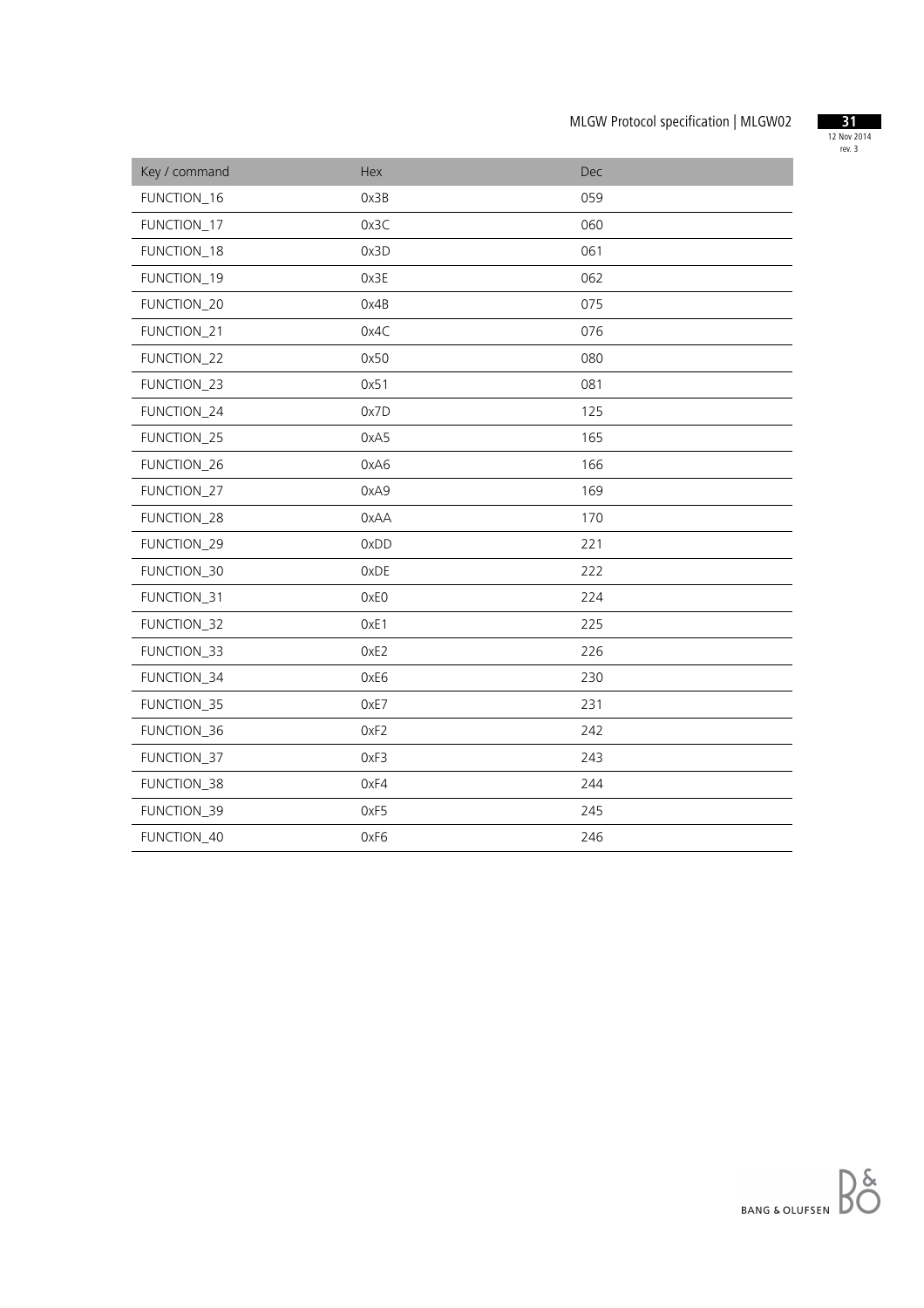| Key / command | Hex | Dec |
|---|---|---|
| FUNCTION_16 | 0x3B | 059 |
| FUNCTION_17 | 0x3C | 060 |
| FUNCTION_18 | 0x3D | 061 |
| FUNCTION_19 | 0x3E | 062 |
| FUNCTION_20 | 0x4B | 075 |
| FUNCTION_21 | 0x4C | 076 |
| FUNCTION_22 | 0x50 | 080 |
| FUNCTION_23 | 0x51 | 081 |
| FUNCTION_24 | 0x7D | 125 |
| FUNCTION_25 | 0xA5 | 165 |
| FUNCTION_26 | 0xA6 | 166 |
| FUNCTION_27 | 0xA9 | 169 |
| FUNCTION_28 | 0xAA | 170 |
| FUNCTION_29 | 0xDD | 221 |
| FUNCTION_30 | 0xDE | 222 |
| FUNCTION_31 | 0xE0 | 224 |
| FUNCTION_32 | 0xE1 | 225 |
| FUNCTION_33 | 0xE2 | 226 |
| FUNCTION_34 | 0xE6 | 230 |
| FUNCTION_35 | 0xE7 | 231 |
| FUNCTION_36 | 0xF2 | 242 |
| FUNCTION_37 | 0xF3 | 243 |
| FUNCTION_38 | 0xF4 | 244 |
| FUNCTION_39 | 0xF5 | 245 |
| FUNCTION_40 | 0xF6 | 246 |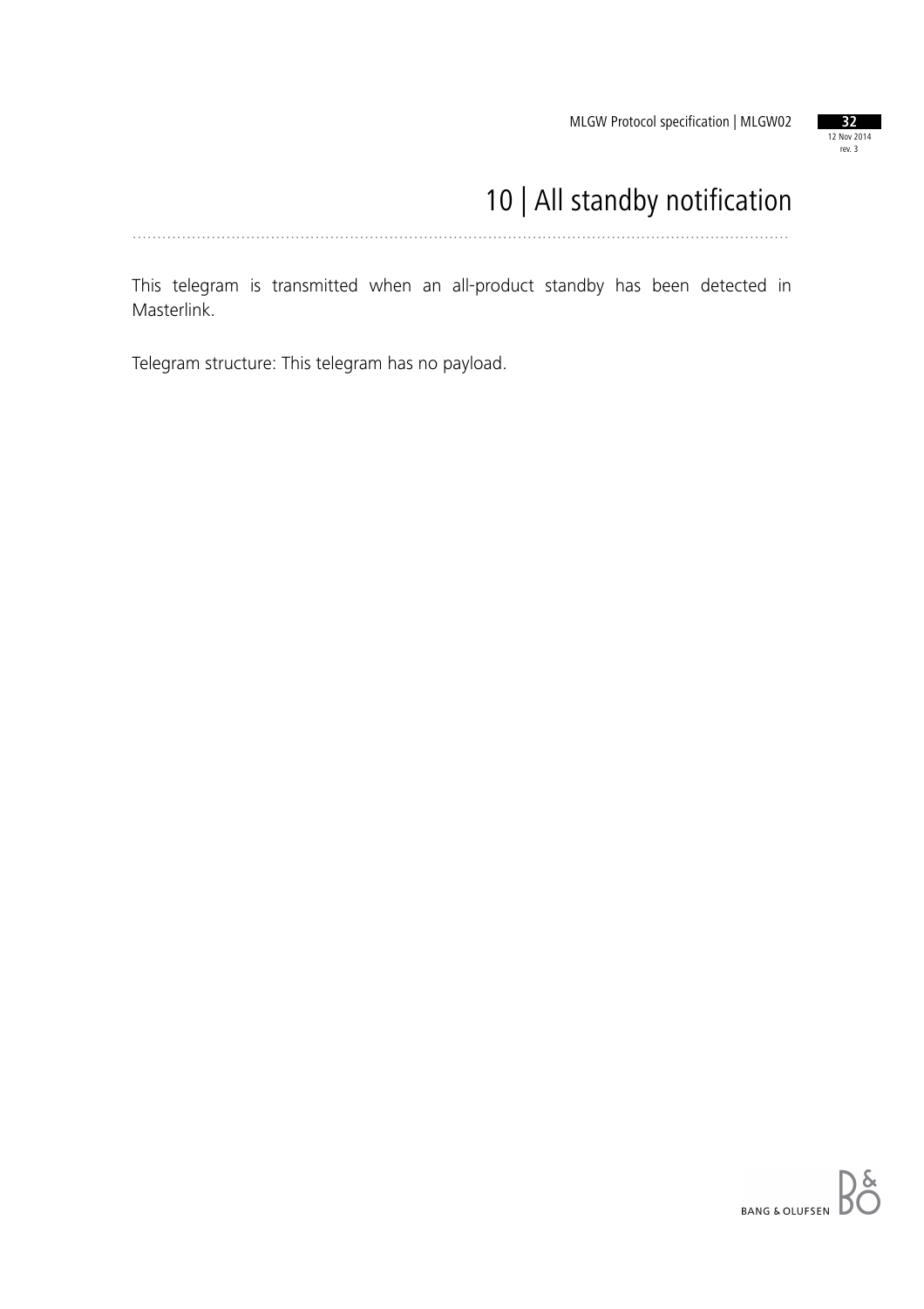# 10 | All standby notification

This telegram is transmitted when an all-product standby has been detected in Masterlink.

Telegram structure: This telegram has no payload.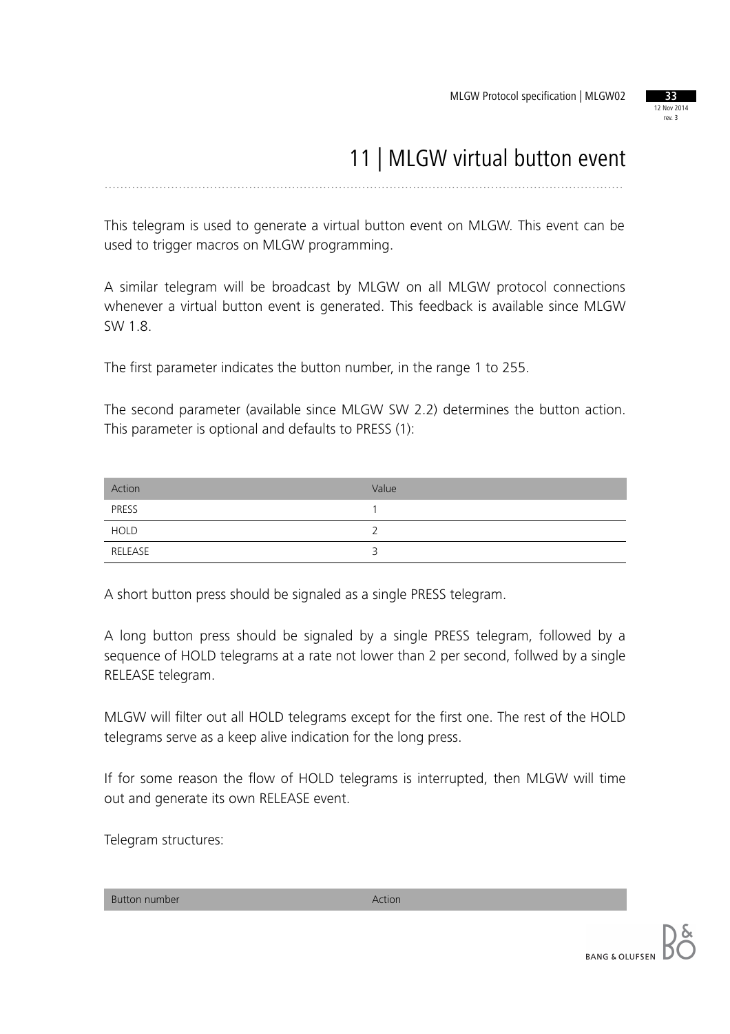# 11 | MLGW virtual button event

This telegram is used to generate a virtual button event on MLGW. This event can be used to trigger macros on MLGW programming.

A similar telegram will be broadcast by MLGW on all MLGW protocol connections whenever a virtual button event is generated. This feedback is available since MLGW SW 1.8.

The first parameter indicates the button number, in the range 1 to 255.

The second parameter (available since MLGW SW 2.2) determines the button action. This parameter is optional and defaults to PRESS (1):

| Action | Value |
|---|---|
| PRESS | 1 |
| HOLD | 2 |
| RELEASE | 3 |

A short button press should be signaled as a single PRESS telegram.

A long button press should be signaled by a single PRESS telegram, followed by a sequence of HOLD telegrams at a rate not lower than 2 per second, follwed by a single RELEASE telegram.

MLGW will filter out all HOLD telegrams except for the first one. The rest of the HOLD telegrams serve as a keep alive indication for the long press.

If for some reason the flow of HOLD telegrams is interrupted, then MLGW will time out and generate its own RELEASE event.

Telegram structures:

| Button number | Action |
|---|---|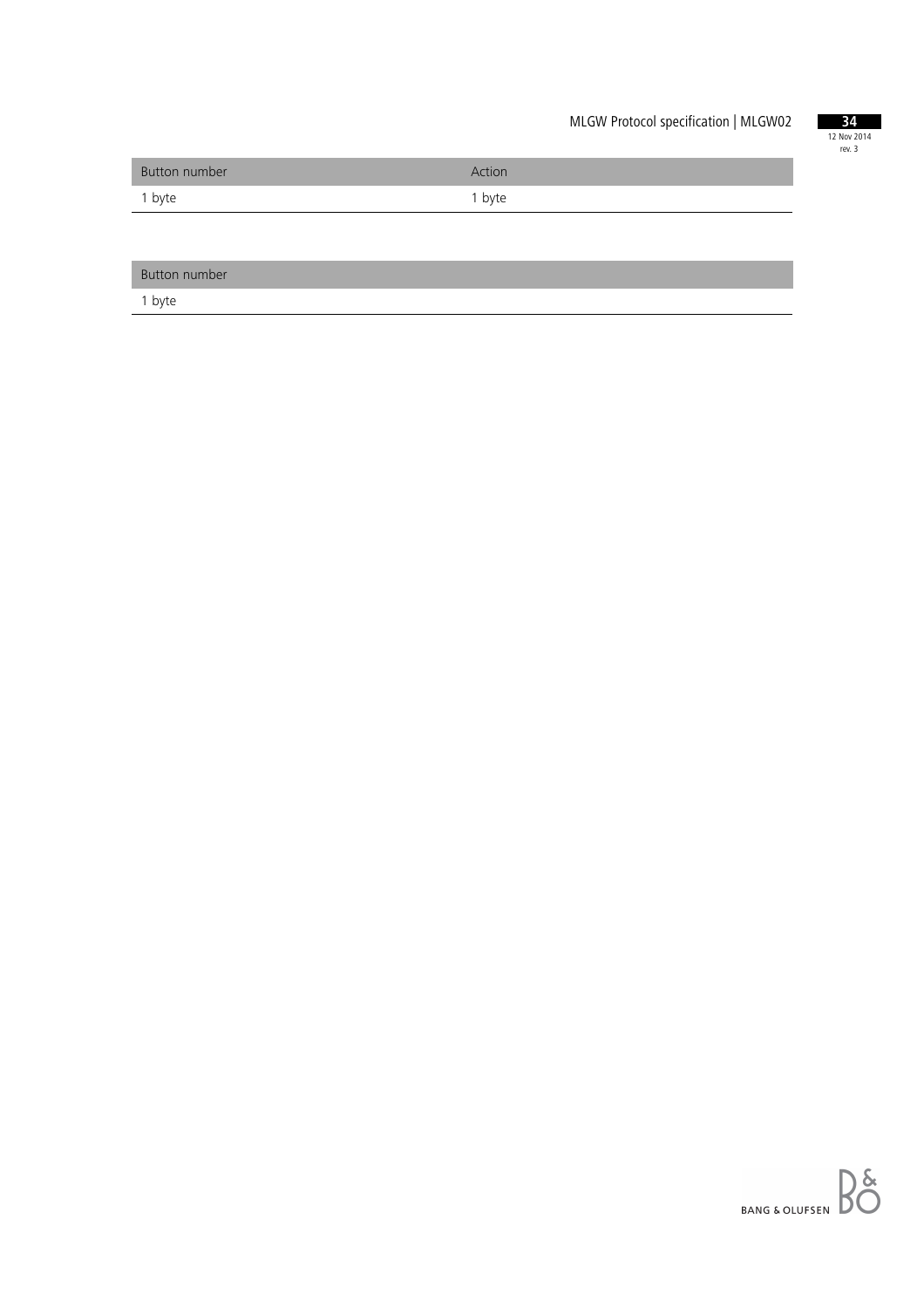| Button number | Action |
| --- | --- |
| 1 byte | 1 byte |

| Button number |
| --- |
| 1 byte |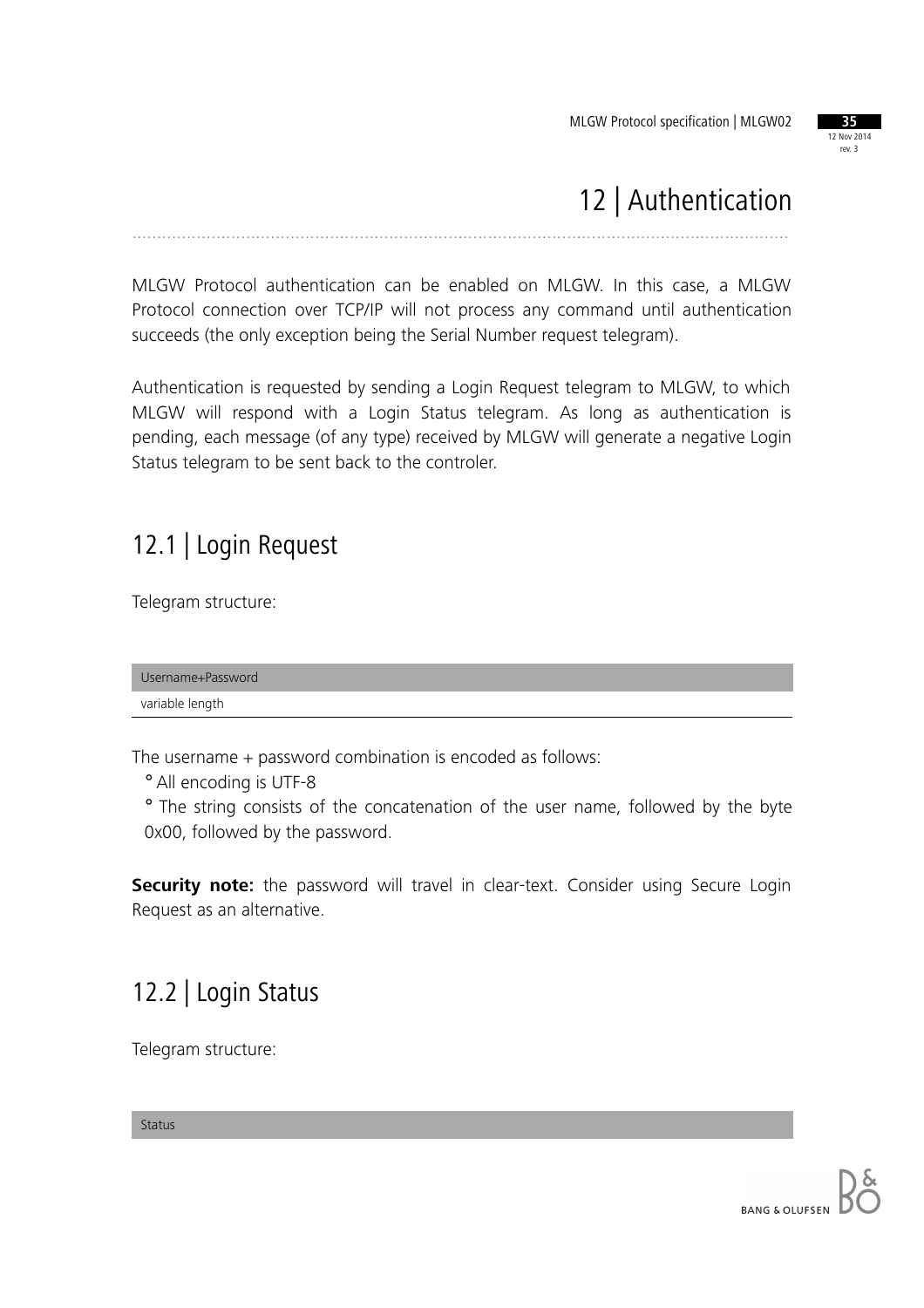# 12 | Authentication

MLGW Protocol authentication can be enabled on MLGW. In this case, a MLGW Protocol connection over TCP/IP will not process any command until authentication succeeds (the only exception being the Serial Number request telegram).

Authentication is requested by sending a Login Request telegram to MLGW, to which MLGW will respond with a Login Status telegram. As long as authentication is pending, each message (of any type) received by MLGW will generate a negative Login Status telegram to be sent back to the controler.

## 12.1 | Login Request

Telegram structure:

| Username+Password |
|---|
| variable length |

The username + password combination is encoded as follows:

- All encoding is UTF-8
- The string consists of the concatenation of the user name, followed by the byte 0x00, followed by the password.

**Security note:** the password will travel in clear-text. Consider using Secure Login Request as an alternative.

## 12.2 | Login Status

Telegram structure:

| Status |
|---|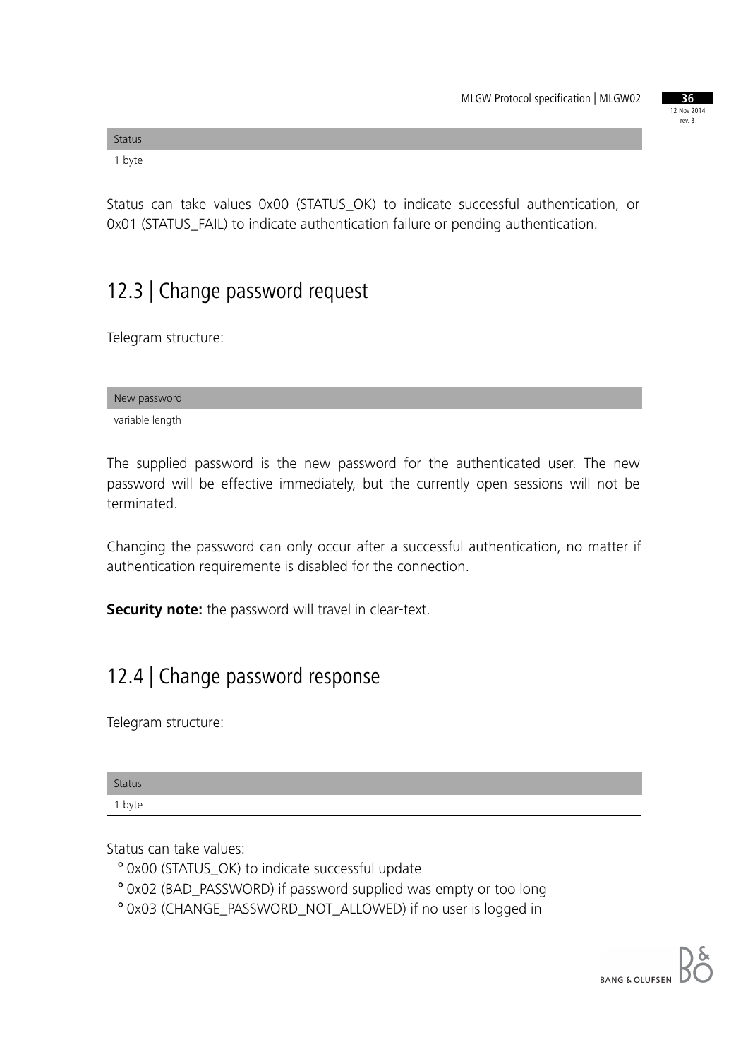| Status |
| --- |
| 1 byte |

Status can take values 0x00 (STATUS_OK) to indicate successful authentication, or 0x01 (STATUS_FAIL) to indicate authentication failure or pending authentication.

## 12.3 | Change password request

Telegram structure:

| New password |
| --- |
| variable length |

The supplied password is the new password for the authenticated user. The new password will be effective immediately, but the currently open sessions will not be terminated.

Changing the password can only occur after a successful authentication, no matter if authentication requiremente is disabled for the connection.

**Security note:** the password will travel in clear-text.

## 12.4 | Change password response

Telegram structure:

| Status |
| --- |
| 1 byte |

Status can take values:

- 0x00 (STATUS_OK) to indicate successful update
- 0x02 (BAD_PASSWORD) if password supplied was empty or too long
- 0x03 (CHANGE_PASSWORD_NOT_ALLOWED) if no user is logged in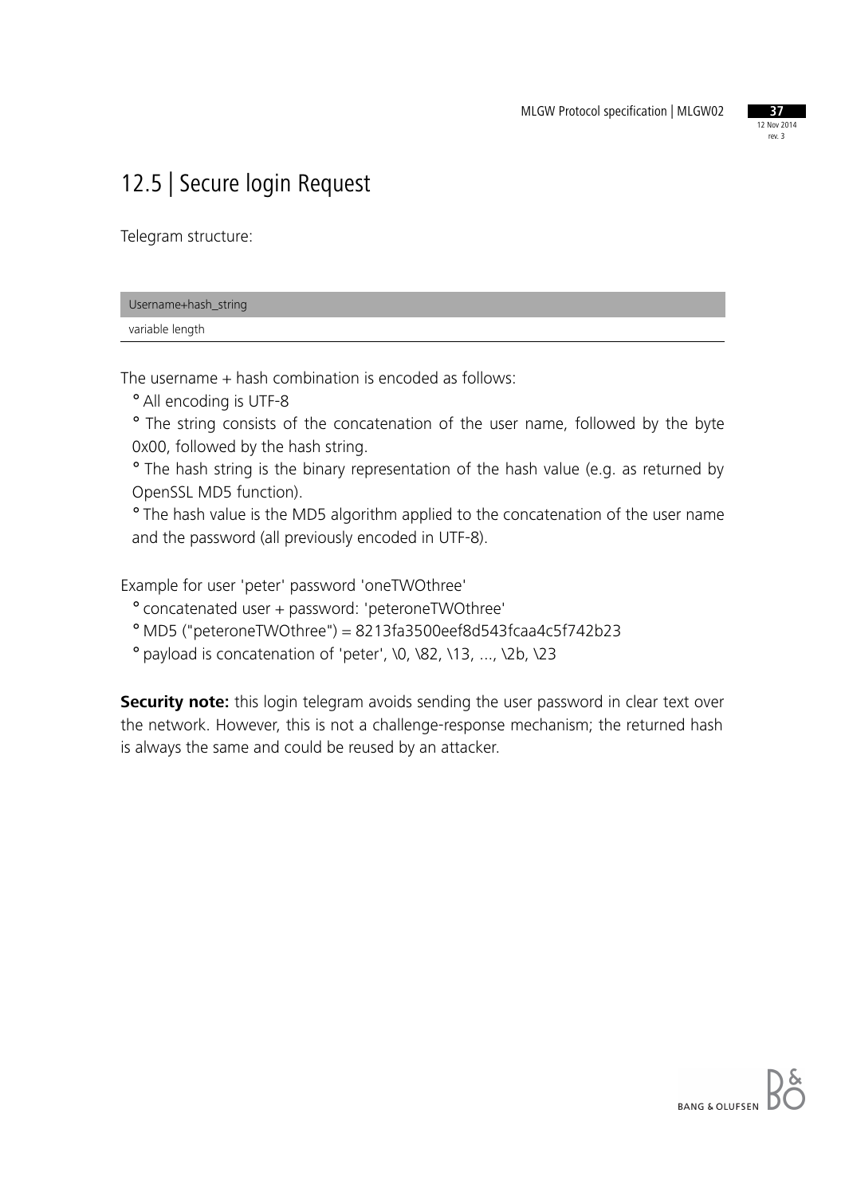## 12.5 | Secure login Request

Telegram structure:

| Username+hash_string |
|---|
| variable length |

The username + hash combination is encoded as follows:

- All encoding is UTF-8
- The string consists of the concatenation of the user name, followed by the byte 0x00, followed by the hash string.
- The hash string is the binary representation of the hash value (e.g. as returned by OpenSSL MD5 function).
- The hash value is the MD5 algorithm applied to the concatenation of the user name and the password (all previously encoded in UTF-8).

Example for user 'peter' password 'oneTWOthree'

- concatenated user + password: 'peteroneTWOthree'
- MD5 ("peteroneTWOthree") = 8213fa3500eef8d543fcaa4c5f742b23
- payload is concatenation of 'peter', \0, \82, \13, ..., \2b, \23

**Security note:** this login telegram avoids sending the user password in clear text over the network. However, this is not a challenge-response mechanism; the returned hash is always the same and could be reused by an attacker.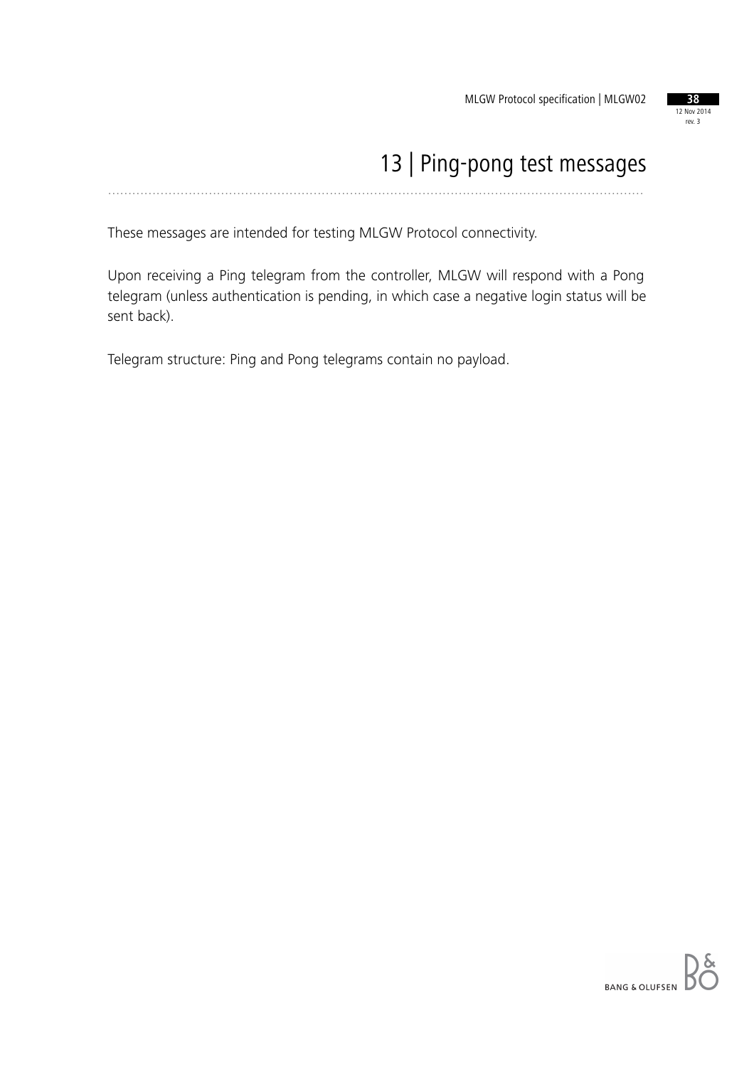# 13 | Ping-pong test messages

These messages are intended for testing MLGW Protocol connectivity.

Upon receiving a Ping telegram from the controller, MLGW will respond with a Pong telegram (unless authentication is pending, in which case a negative login status will be sent back).

Telegram structure: Ping and Pong telegrams contain no payload.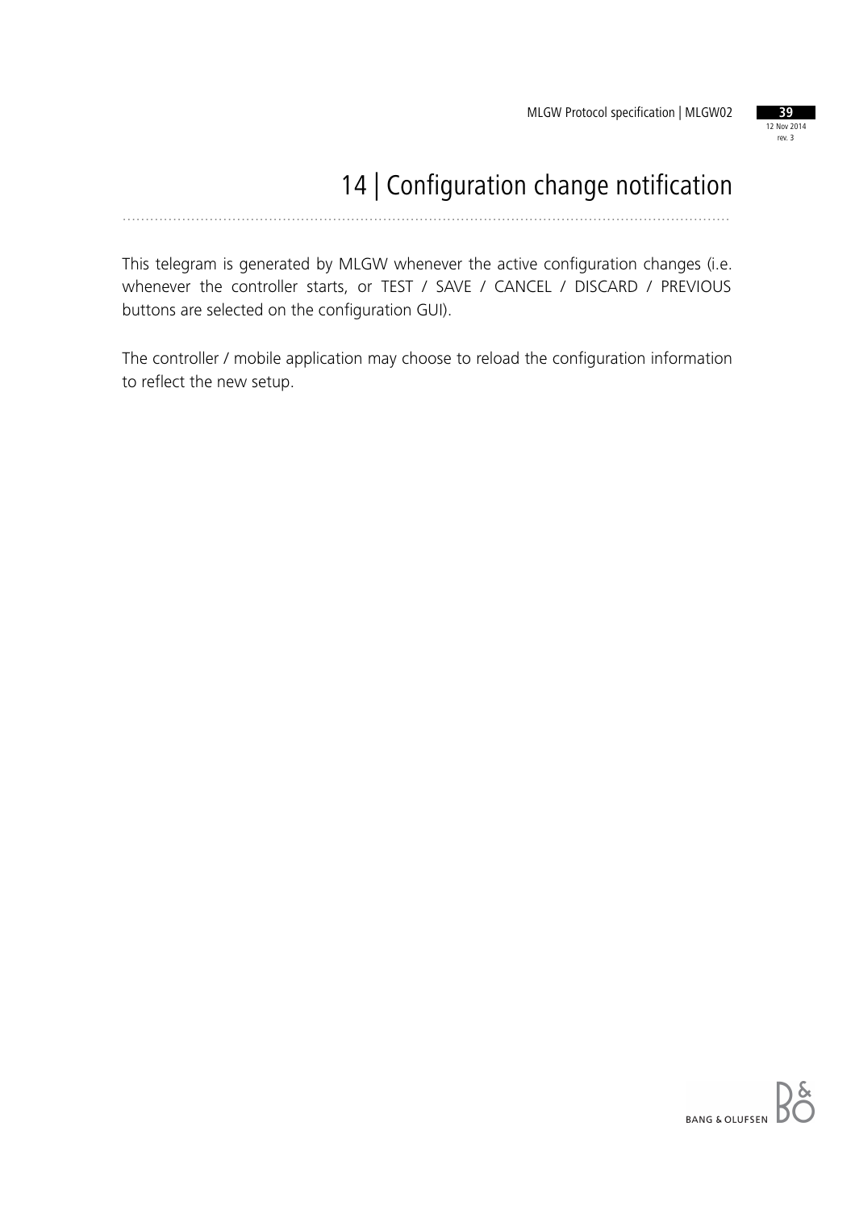# 14 | Configuration change notification

This telegram is generated by MLGW whenever the active configuration changes (i.e. whenever the controller starts, or TEST / SAVE / CANCEL / DISCARD / PREVIOUS buttons are selected on the configuration GUI).

The controller / mobile application may choose to reload the configuration information to reflect the new setup.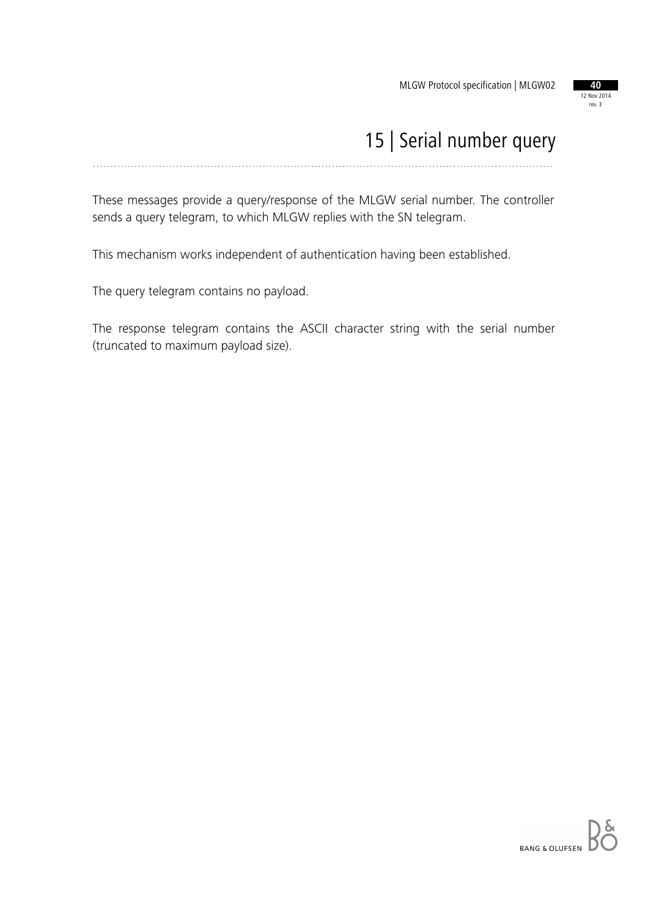# 15 | Serial number query

These messages provide a query/response of the MLGW serial number. The controller sends a query telegram, to which MLGW replies with the SN telegram.

This mechanism works independent of authentication having been established.

The query telegram contains no payload.

The response telegram contains the ASCII character string with the serial number (truncated to maximum payload size).